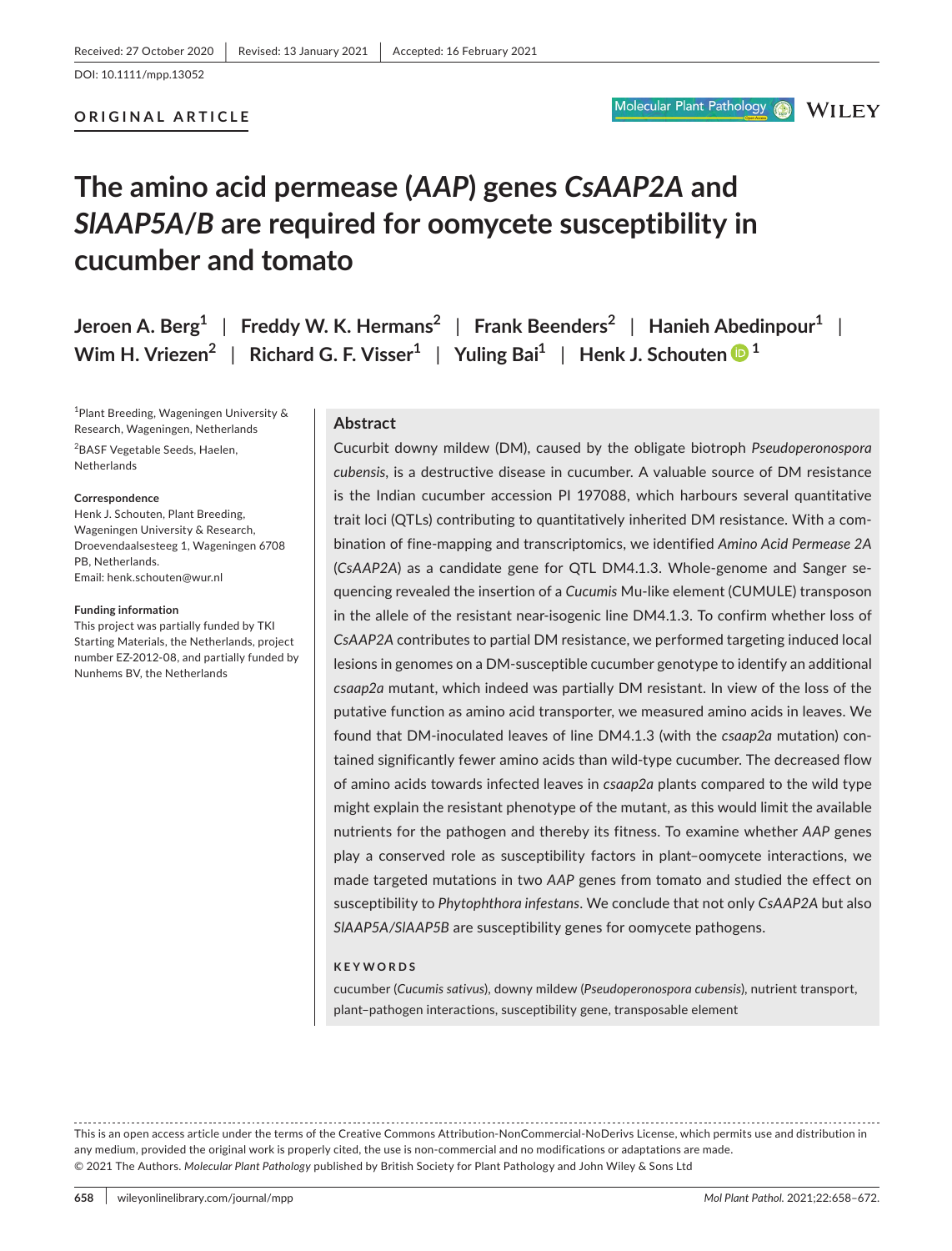Received: 27 October 2020 | Revised: 13 January 2021 | Accepted: 16 February 2021

DOI: 10.1111/mpp.13052

**ORIGINAL ARTICLE**

# The amino acid permease (*AAP*) genes *CsAAP2A* and *SlAAP5A/B* are required for oomycete susceptibility in cucumber and tomato

**Jeroen A. Berg[1] | Freddy W. K. Hermans[2] | Frank Beenders[2] | Hanieh Abedinpour[1] | Wim H. Vriezen[2] | Richard G. F. Visser[1] | Yuling Bai[1] | Henk J. Schouten[1]**

[1]Plant Breeding, Wageningen University & Research, Wageningen, Netherlands

[2]BASF Vegetable Seeds, Haelen, Netherlands

**Correspondence**
Henk J. Schouten, Plant Breeding, Wageningen University & Research, Droevendaalsesteeg 1, Wageningen 6708 PB, Netherlands.
Email: henk.schouten@wur.nl

**Funding information**
This project was partially funded by TKI Starting Materials, the Netherlands, project number EZ-2012-08, and partially funded by Nunhems BV, the Netherlands

## Abstract

Cucurbit downy mildew (DM), caused by the obligate biotroph *Pseudoperonospora cubensis*, is a destructive disease in cucumber. A valuable source of DM resistance is the Indian cucumber accession PI 197088, which harbours several quantitative trait loci (QTLs) contributing to quantitatively inherited DM resistance. With a combination of fine-mapping and transcriptomics, we identified *Amino Acid Permease 2A* (*CsAAP2A*) as a candidate gene for QTL DM4.1.3. Whole-genome and Sanger sequencing revealed the insertion of a *Cucumis* Mu-like element (CUMULE) transposon in the allele of the resistant near-isogenic line DM4.1.3. To confirm whether loss of *CsAAP2A* contributes to partial DM resistance, we performed targeting induced local lesions in genomes on a DM-susceptible cucumber genotype to identify an additional *csaap2a* mutant, which indeed was partially DM resistant. In view of the loss of the putative function as amino acid transporter, we measured amino acids in leaves. We found that DM-inoculated leaves of line DM4.1.3 (with the *csaap2a* mutation) contained significantly fewer amino acids than wild-type cucumber. The decreased flow of amino acids towards infected leaves in *csaap2a* plants compared to the wild type might explain the resistant phenotype of the mutant, as this would limit the available nutrients for the pathogen and thereby its fitness. To examine whether *AAP* genes play a conserved role as susceptibility factors in plant–oomycete interactions, we made targeted mutations in two *AAP* genes from tomato and studied the effect on susceptibility to *Phytophthora infestans*. We conclude that not only *CsAAP2A* but also *SlAAP5A/SlAAP5B* are susceptibility genes for oomycete pathogens.

**KEYWORDS**

cucumber (*Cucumis sativus*), downy mildew (*Pseudoperonospora cubensis*), nutrient transport, plant–pathogen interactions, susceptibility gene, transposable element

This is an open access article under the terms of the Creative Commons Attribution-NonCommercial-NoDerivs License, which permits use and distribution in any medium, provided the original work is properly cited, the use is non-commercial and no modifications or adaptations are made.
© 2021 The Authors. *Molecular Plant Pathology* published by British Society for Plant Pathology and John Wiley & Sons Ltd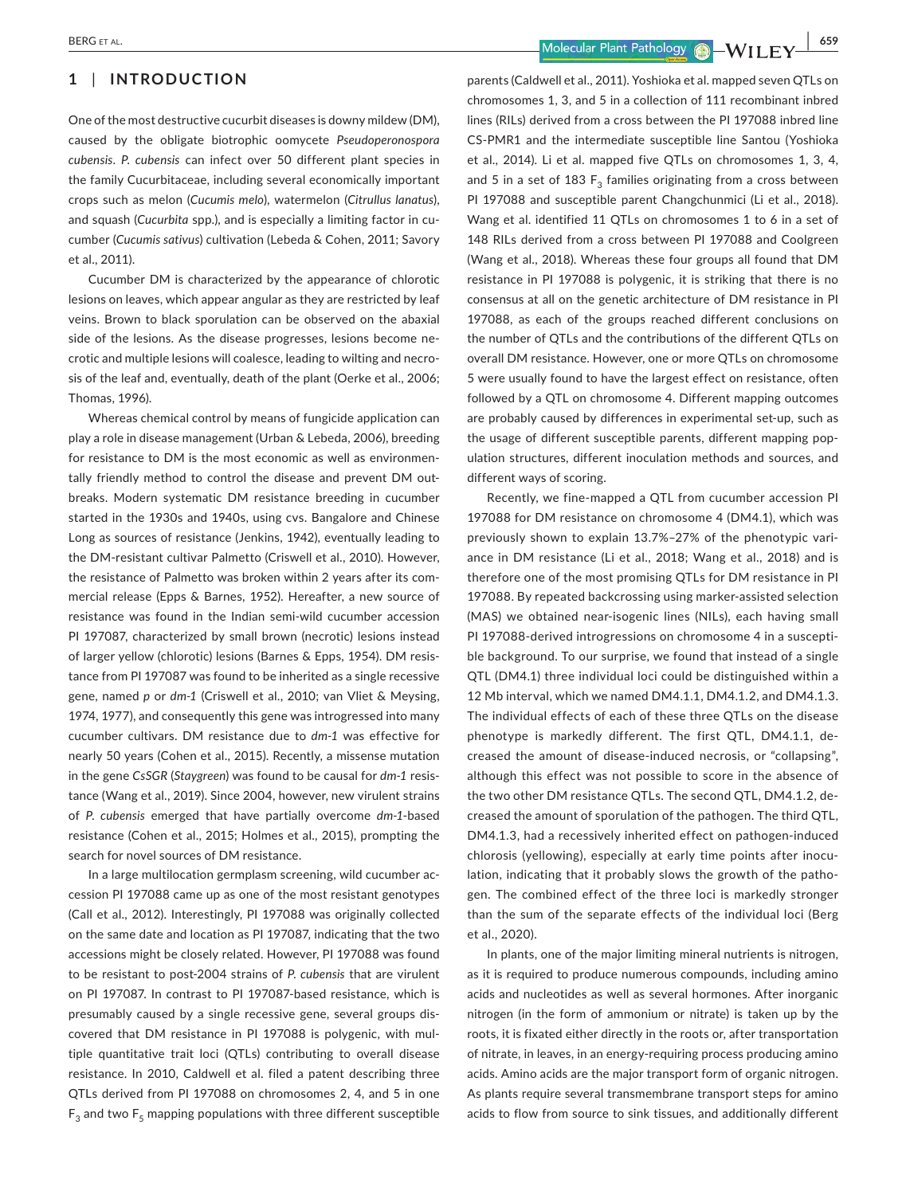## 1 | INTRODUCTION

One of the most destructive cucurbit diseases is downy mildew (DM), caused by the obligate biotrophic oomycete *Pseudoperonospora cubensis*. *P. cubensis* can infect over 50 different plant species in the family Cucurbitaceae, including several economically important crops such as melon (*Cucumis melo*), watermelon (*Citrullus lanatus*), and squash (*Cucurbita* spp.), and is especially a limiting factor in cucumber (*Cucumis sativus*) cultivation (Lebeda & Cohen, 2011; Savory et al., 2011).

Cucumber DM is characterized by the appearance of chlorotic lesions on leaves, which appear angular as they are restricted by leaf veins. Brown to black sporulation can be observed on the abaxial side of the lesions. As the disease progresses, lesions become necrotic and multiple lesions will coalesce, leading to wilting and necrosis of the leaf and, eventually, death of the plant (Oerke et al., 2006; Thomas, 1996).

Whereas chemical control by means of fungicide application can play a role in disease management (Urban & Lebeda, 2006), breeding for resistance to DM is the most economic as well as environmentally friendly method to control the disease and prevent DM outbreaks. Modern systematic DM resistance breeding in cucumber started in the 1930s and 1940s, using cvs. Bangalore and Chinese Long as sources of resistance (Jenkins, 1942), eventually leading to the DM-resistant cultivar Palmetto (Criswell et al., 2010). However, the resistance of Palmetto was broken within 2 years after its commercial release (Epps & Barnes, 1952). Hereafter, a new source of resistance was found in the Indian semi-wild cucumber accession PI 197087, characterized by small brown (necrotic) lesions instead of larger yellow (chlorotic) lesions (Barnes & Epps, 1954). DM resistance from PI 197087 was found to be inherited as a single recessive gene, named *p* or *dm-1* (Criswell et al., 2010; van Vliet & Meysing, 1974, 1977), and consequently this gene was introgressed into many cucumber cultivars. DM resistance due to *dm-1* was effective for nearly 50 years (Cohen et al., 2015). Recently, a missense mutation in the gene *CsSGR* (*Staygreen*) was found to be causal for *dm-1* resistance (Wang et al., 2019). Since 2004, however, new virulent strains of *P. cubensis* emerged that have partially overcome *dm-1*-based resistance (Cohen et al., 2015; Holmes et al., 2015), prompting the search for novel sources of DM resistance.

In a large multilocation germplasm screening, wild cucumber accession PI 197088 came up as one of the most resistant genotypes (Call et al., 2012). Interestingly, PI 197088 was originally collected on the same date and location as PI 197087, indicating that the two accessions might be closely related. However, PI 197088 was found to be resistant to post-2004 strains of *P. cubensis* that are virulent on PI 197087. In contrast to PI 197087-based resistance, which is presumably caused by a single recessive gene, several groups discovered that DM resistance in PI 197088 is polygenic, with multiple quantitative trait loci (QTLs) contributing to overall disease resistance. In 2010, Caldwell et al. filed a patent describing three QTLs derived from PI 197088 on chromosomes 2, 4, and 5 in one $F_3$ and two $F_5$ mapping populations with three different susceptible parents (Caldwell et al., 2011). Yoshioka et al. mapped seven QTLs on chromosomes 1, 3, and 5 in a collection of 111 recombinant inbred lines (RILs) derived from a cross between the PI 197088 inbred line CS-PMR1 and the intermediate susceptible line Santou (Yoshioka et al., 2014). Li et al. mapped five QTLs on chromosomes 1, 3, 4, and 5 in a set of 183 $F_3$ families originating from a cross between PI 197088 and susceptible parent Changchunmici (Li et al., 2018). Wang et al. identified 11 QTLs on chromosomes 1 to 6 in a set of 148 RILs derived from a cross between PI 197088 and Coolgreen (Wang et al., 2018). Whereas these four groups all found that DM resistance in PI 197088 is polygenic, it is striking that there is no consensus at all on the genetic architecture of DM resistance in PI 197088, as each of the groups reached different conclusions on the number of QTLs and the contributions of the different QTLs on overall DM resistance. However, one or more QTLs on chromosome 5 were usually found to have the largest effect on resistance, often followed by a QTL on chromosome 4. Different mapping outcomes are probably caused by differences in experimental set-up, such as the usage of different susceptible parents, different mapping population structures, different inoculation methods and sources, and different ways of scoring.

Recently, we fine-mapped a QTL from cucumber accession PI 197088 for DM resistance on chromosome 4 (DM4.1), which was previously shown to explain 13.7%–27% of the phenotypic variance in DM resistance (Li et al., 2018; Wang et al., 2018) and is therefore one of the most promising QTLs for DM resistance in PI 197088. By repeated backcrossing using marker-assisted selection (MAS) we obtained near-isogenic lines (NILs), each having small PI 197088-derived introgressions on chromosome 4 in a susceptible background. To our surprise, we found that instead of a single QTL (DM4.1) three individual loci could be distinguished within a 12 Mb interval, which we named DM4.1.1, DM4.1.2, and DM4.1.3. The individual effects of each of these three QTLs on the disease phenotype is markedly different. The first QTL, DM4.1.1, decreased the amount of disease-induced necrosis, or "collapsing", although this effect was not possible to score in the absence of the two other DM resistance QTLs. The second QTL, DM4.1.2, decreased the amount of sporulation of the pathogen. The third QTL, DM4.1.3, had a recessively inherited effect on pathogen-induced chlorosis (yellowing), especially at early time points after inoculation, indicating that it probably slows the growth of the pathogen. The combined effect of the three loci is markedly stronger than the sum of the separate effects of the individual loci (Berg et al., 2020).

In plants, one of the major limiting mineral nutrients is nitrogen, as it is required to produce numerous compounds, including amino acids and nucleotides as well as several hormones. After inorganic nitrogen (in the form of ammonium or nitrate) is taken up by the roots, it is fixated either directly in the roots or, after transportation of nitrate, in leaves, in an energy-requiring process producing amino acids. Amino acids are the major transport form of organic nitrogen. As plants require several transmembrane transport steps for amino acids to flow from source to sink tissues, and additionally different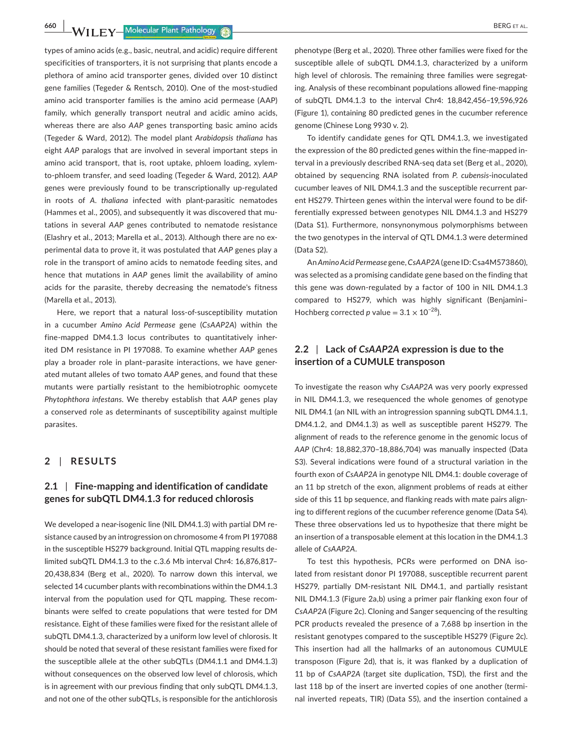types of amino acids (e.g., basic, neutral, and acidic) require different specificities of transporters, it is not surprising that plants encode a plethora of amino acid transporter genes, divided over 10 distinct gene families (Tegeder & Rentsch, 2010). One of the most-studied amino acid transporter families is the amino acid permease (AAP) family, which generally transport neutral and acidic amino acids, whereas there are also *AAP* genes transporting basic amino acids (Tegeder & Ward, 2012). The model plant *Arabidopsis thaliana* has eight *AAP* paralogs that are involved in several important steps in amino acid transport, that is, root uptake, phloem loading, xylem-to-phloem transfer, and seed loading (Tegeder & Ward, 2012). *AAP* genes were previously found to be transcriptionally up-regulated in roots of *A. thaliana* infected with plant-parasitic nematodes (Hammes et al., 2005), and subsequently it was discovered that mutations in several *AAP* genes contributed to nematode resistance (Elashry et al., 2013; Marella et al., 2013). Although there are no experimental data to prove it, it was postulated that *AAP* genes play a role in the transport of amino acids to nematode feeding sites, and hence that mutations in *AAP* genes limit the availability of amino acids for the parasite, thereby decreasing the nematode's fitness (Marella et al., 2013).

Here, we report that a natural loss-of-susceptibility mutation in a cucumber *Amino Acid Permease* gene (*CsAAP2A*) within the fine-mapped DM4.1.3 locus contributes to quantitatively inherited DM resistance in PI 197088. To examine whether *AAP* genes play a broader role in plant–parasite interactions, we have generated mutant alleles of two tomato *AAP* genes, and found that these mutants were partially resistant to the hemibiotrophic oomycete *Phytophthora infestans*. We thereby establish that *AAP* genes play a conserved role as determinants of susceptibility against multiple parasites.

## 2 | RESULTS

### 2.1 | Fine-mapping and identification of candidate genes for subQTL DM4.1.3 for reduced chlorosis

We developed a near-isogenic line (NIL DM4.1.3) with partial DM resistance caused by an introgression on chromosome 4 from PI 197088 in the susceptible HS279 background. Initial QTL mapping results delimited subQTL DM4.1.3 to the c.3.6 Mb interval Chr4: 16,876,817–20,438,834 (Berg et al., 2020). To narrow down this interval, we selected 14 cucumber plants with recombinations within the DM4.1.3 interval from the population used for QTL mapping. These recombinants were selfed to create populations that were tested for DM resistance. Eight of these families were fixed for the resistant allele of subQTL DM4.1.3, characterized by a uniform low level of chlorosis. It should be noted that several of these resistant families were fixed for the susceptible allele at the other subQTLs (DM4.1.1 and DM4.1.3) without consequences on the observed low level of chlorosis, which is in agreement with our previous finding that only subQTL DM4.1.3, and not one of the other subQTLs, is responsible for the antichlorosis phenotype (Berg et al., 2020). Three other families were fixed for the susceptible allele of subQTL DM4.1.3, characterized by a uniform high level of chlorosis. The remaining three families were segregating. Analysis of these recombinant populations allowed fine-mapping of subQTL DM4.1.3 to the interval Chr4: 18,842,456–19,596,926 (Figure 1), containing 80 predicted genes in the cucumber reference genome (Chinese Long 9930 v. 2).

To identify candidate genes for QTL DM4.1.3, we investigated the expression of the 80 predicted genes within the fine-mapped interval in a previously described RNA-seq data set (Berg et al., 2020), obtained by sequencing RNA isolated from *P. cubensis*-inoculated cucumber leaves of NIL DM4.1.3 and the susceptible recurrent parent HS279. Thirteen genes within the interval were found to be differentially expressed between genotypes NIL DM4.1.3 and HS279 (Data S1). Furthermore, nonsynonymous polymorphisms between the two genotypes in the interval of QTL DM4.1.3 were determined (Data S2).

An *Amino Acid Permease* gene, *CsAAP2A* (gene ID: Csa4M573860), was selected as a promising candidate gene based on the finding that this gene was down-regulated by a factor of 100 in NIL DM4.1.3 compared to HS279, which was highly significant (Benjamini–Hochberg corrected $p$ value $= 3.1 \times 10^{-28}$).

### 2.2 | Lack of *CsAAP2A* expression is due to the insertion of a CUMULE transposon

To investigate the reason why *CsAAP2A* was very poorly expressed in NIL DM4.1.3, we resequenced the whole genomes of genotype NIL DM4.1 (an NIL with an introgression spanning subQTL DM4.1.1, DM4.1.2, and DM4.1.3) as well as susceptible parent HS279. The alignment of reads to the reference genome in the genomic locus of *AAP* (Chr4: 18,882,370–18,886,704) was manually inspected (Data S3). Several indications were found of a structural variation in the fourth exon of *CsAAP2A* in genotype NIL DM4.1: double coverage of an 11 bp stretch of the exon, alignment problems of reads at either side of this 11 bp sequence, and flanking reads with mate pairs aligning to different regions of the cucumber reference genome (Data S4). These three observations led us to hypothesize that there might be an insertion of a transposable element at this location in the DM4.1.3 allele of *CsAAP2A*.

To test this hypothesis, PCRs were performed on DNA isolated from resistant donor PI 197088, susceptible recurrent parent HS279, partially DM-resistant NIL DM4.1, and partially resistant NIL DM4.1.3 (Figure 2a,b) using a primer pair flanking exon four of *CsAAP2A* (Figure 2c). Cloning and Sanger sequencing of the resulting PCR products revealed the presence of a 7,688 bp insertion in the resistant genotypes compared to the susceptible HS279 (Figure 2c). This insertion had all the hallmarks of an autonomous CUMULE transposon (Figure 2d), that is, it was flanked by a duplication of 11 bp of *CsAAP2A* (target site duplication, TSD), the first and the last 118 bp of the insert are inverted copies of one another (terminal inverted repeats, TIR) (Data S5), and the insertion contained a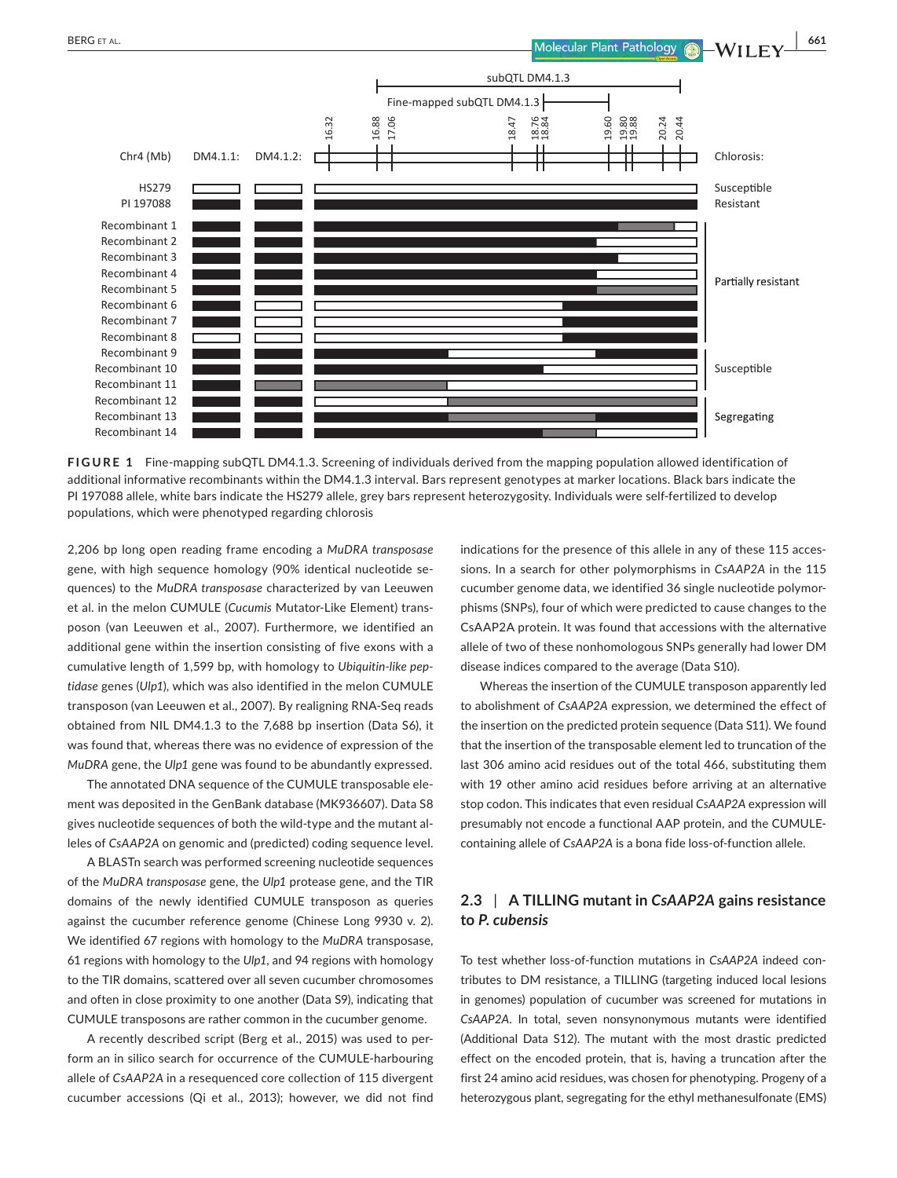FIGURE 1 Fine-mapping subQTL DM4.1.3. Screening of individuals derived from the mapping population allowed identification of additional informative recombinants within the DM4.1.3 interval. Bars represent genotypes at marker locations. Black bars indicate the PI 197088 allele, white bars indicate the HS279 allele, grey bars represent heterozygosity. Individuals were self-fertilized to develop populations, which were phenotyped regarding chlorosis

2,206 bp long open reading frame encoding a *MuDRA transposase* gene, with high sequence homology (90% identical nucleotide sequences) to the *MuDRA transposase* characterized by van Leeuwen et al. in the melon CUMULE (*Cucumis* Mutator-Like Element) transposon (van Leeuwen et al., 2007). Furthermore, we identified an additional gene within the insertion consisting of five exons with a cumulative length of 1,599 bp, with homology to *Ubiquitin-like peptidase* genes (*Ulp1*), which was also identified in the melon CUMULE transposon (van Leeuwen et al., 2007). By realigning RNA-Seq reads obtained from NIL DM4.1.3 to the 7,688 bp insertion (Data S6), it was found that, whereas there was no evidence of expression of the *MuDRA* gene, the *Ulp1* gene was found to be abundantly expressed.

The annotated DNA sequence of the CUMULE transposable element was deposited in the GenBank database (MK936607). Data S8 gives nucleotide sequences of both the wild-type and the mutant alleles of *CsAAP2A* on genomic and (predicted) coding sequence level.

A BLASTn search was performed screening nucleotide sequences of the *MuDRA transposase* gene, the *Ulp1* protease gene, and the TIR domains of the newly identified CUMULE transposon as queries against the cucumber reference genome (Chinese Long 9930 v. 2). We identified 67 regions with homology to the *MuDRA* transposase, 61 regions with homology to the *Ulp1*, and 94 regions with homology to the TIR domains, scattered over all seven cucumber chromosomes and often in close proximity to one another (Data S9), indicating that CUMULE transposons are rather common in the cucumber genome.

A recently described script (Berg et al., 2015) was used to perform an in silico search for occurrence of the CUMULE-harbouring allele of *CsAAP2A* in a resequenced core collection of 115 divergent cucumber accessions (Qi et al., 2013); however, we did not find indications for the presence of this allele in any of these 115 accessions. In a search for other polymorphisms in *CsAAP2A* in the 115 cucumber genome data, we identified 36 single nucleotide polymorphisms (SNPs), four of which were predicted to cause changes to the CsAAP2A protein. It was found that accessions with the alternative allele of two of these nonhomologous SNPs generally had lower DM disease indices compared to the average (Data S10).

Whereas the insertion of the CUMULE transposon apparently led to abolishment of *CsAAP2A* expression, we determined the effect of the insertion on the predicted protein sequence (Data S11). We found that the insertion of the transposable element led to truncation of the last 306 amino acid residues out of the total 466, substituting them with 19 other amino acid residues before arriving at an alternative stop codon. This indicates that even residual *CsAAP2A* expression will presumably not encode a functional AAP protein, and the CUMULE-containing allele of *CsAAP2A* is a bona fide loss-of-function allele.

## 2.3 | A TILLING mutant in *CsAAP2A* gains resistance to *P. cubensis*

To test whether loss-of-function mutations in *CsAAP2A* indeed contributes to DM resistance, a TILLING (targeting induced local lesions in genomes) population of cucumber was screened for mutations in *CsAAP2A*. In total, seven nonsynonymous mutants were identified (Additional Data S12). The mutant with the most drastic predicted effect on the encoded protein, that is, having a truncation after the first 24 amino acid residues, was chosen for phenotyping. Progeny of a heterozygous plant, segregating for the ethyl methanesulfonate (EMS)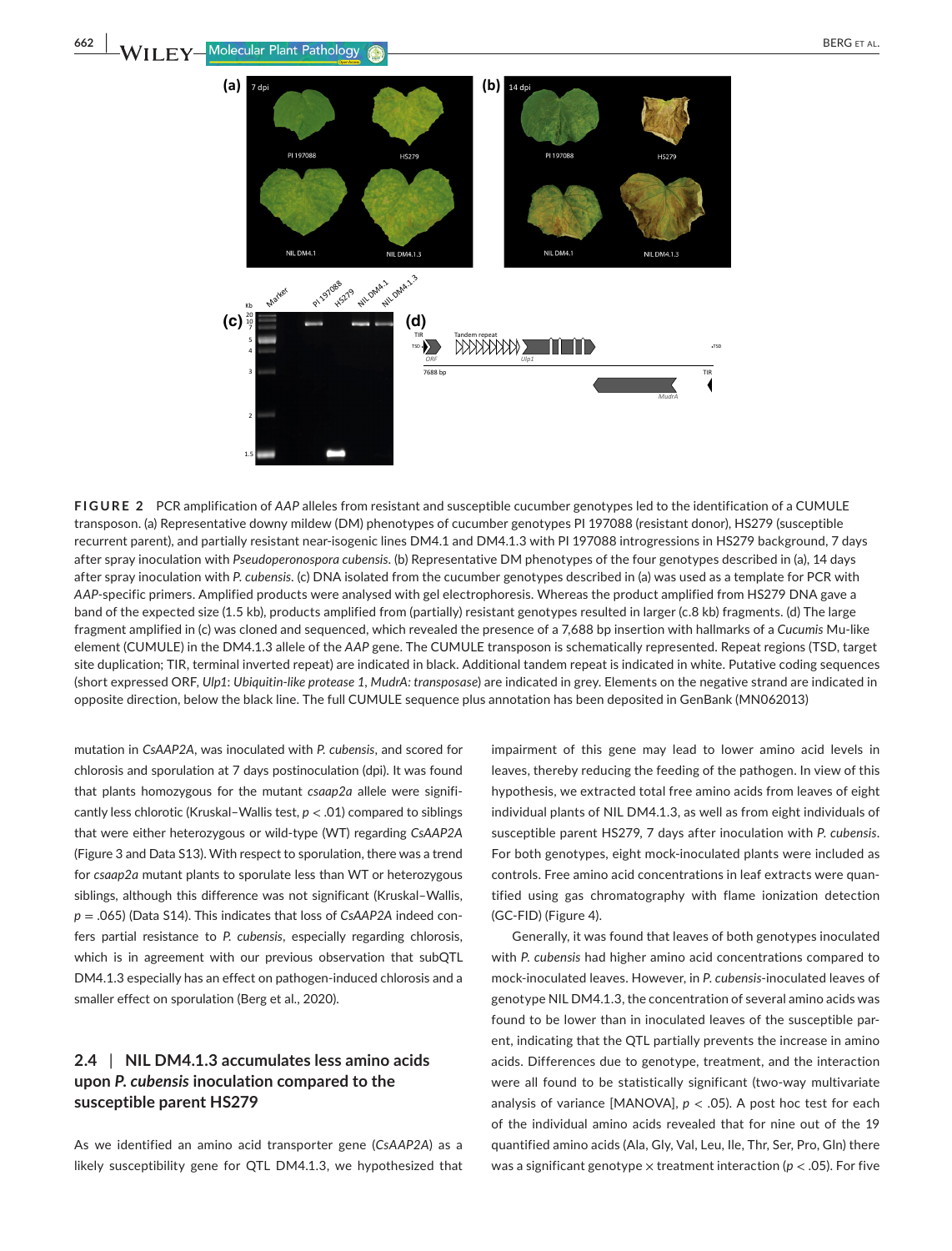**FIGURE 2** PCR amplification of *AAP* alleles from resistant and susceptible cucumber genotypes led to the identification of a CUMULE transposon. (a) Representative downy mildew (DM) phenotypes of cucumber genotypes PI 197088 (resistant donor), HS279 (susceptible recurrent parent), and partially resistant near-isogenic lines DM4.1 and DM4.1.3 with PI 197088 introgressions in HS279 background, 7 days after spray inoculation with *Pseudoperonospora cubensis*. (b) Representative DM phenotypes of the four genotypes described in (a), 14 days after spray inoculation with *P. cubensis*. (c) DNA isolated from the cucumber genotypes described in (a) was used as a template for PCR with *AAP*-specific primers. Amplified products were analysed with gel electrophoresis. Whereas the product amplified from HS279 DNA gave a band of the expected size (1.5 kb), products amplified from (partially) resistant genotypes resulted in larger (c.8 kb) fragments. (d) The large fragment amplified in (c) was cloned and sequenced, which revealed the presence of a 7,688 bp insertion with hallmarks of a *Cucumis* Mu-like element (CUMULE) in the DM4.1.3 allele of the *AAP* gene. The CUMULE transposon is schematically represented. Repeat regions (TSD, target site duplication; TIR, terminal inverted repeat) are indicated in black. Additional tandem repeat is indicated in white. Putative coding sequences (short expressed ORF, *Ulp1*: *Ubiquitin-like protease 1*, *MudrA: transposase*) are indicated in grey. Elements on the negative strand are indicated in opposite direction, below the black line. The full CUMULE sequence plus annotation has been deposited in GenBank (MN062013)

mutation in *CsAAP2A*, was inoculated with *P. cubensis*, and scored for chlorosis and sporulation at 7 days postinoculation (dpi). It was found that plants homozygous for the mutant *csaap2a* allele were significantly less chlorotic (Kruskal–Wallis test, $p < .01$) compared to siblings that were either heterozygous or wild-type (WT) regarding *CsAAP2A* (Figure 3 and Data S13). With respect to sporulation, there was a trend for *csaap2a* mutant plants to sporulate less than WT or heterozygous siblings, although this difference was not significant (Kruskal–Wallis, $p = .065$) (Data S14). This indicates that loss of *CsAAP2A* indeed confers partial resistance to *P. cubensis*, especially regarding chlorosis, which is in agreement with our previous observation that subQTL DM4.1.3 especially has an effect on pathogen-induced chlorosis and a smaller effect on sporulation (Berg et al., 2020).

## 2.4 | NIL DM4.1.3 accumulates less amino acids upon *P. cubensis* inoculation compared to the susceptible parent HS279

As we identified an amino acid transporter gene (*CsAAP2A*) as a likely susceptibility gene for QTL DM4.1.3, we hypothesized that impairment of this gene may lead to lower amino acid levels in leaves, thereby reducing the feeding of the pathogen. In view of this hypothesis, we extracted total free amino acids from leaves of eight individual plants of NIL DM4.1.3, as well as from eight individuals of susceptible parent HS279, 7 days after inoculation with *P. cubensis*. For both genotypes, eight mock-inoculated plants were included as controls. Free amino acid concentrations in leaf extracts were quantified using gas chromatography with flame ionization detection (GC-FID) (Figure 4).

Generally, it was found that leaves of both genotypes inoculated with *P. cubensis* had higher amino acid concentrations compared to mock-inoculated leaves. However, in *P. cubensis*-inoculated leaves of genotype NIL DM4.1.3, the concentration of several amino acids was found to be lower than in inoculated leaves of the susceptible parent, indicating that the QTL partially prevents the increase in amino acids. Differences due to genotype, treatment, and the interaction were all found to be statistically significant (two-way multivariate analysis of variance [MANOVA], $p < .05$). A post hoc test for each of the individual amino acids revealed that for nine out of the 19 quantified amino acids (Ala, Gly, Val, Leu, Ile, Thr, Ser, Pro, Gln) there was a significant genotype × treatment interaction ($p < .05$). For five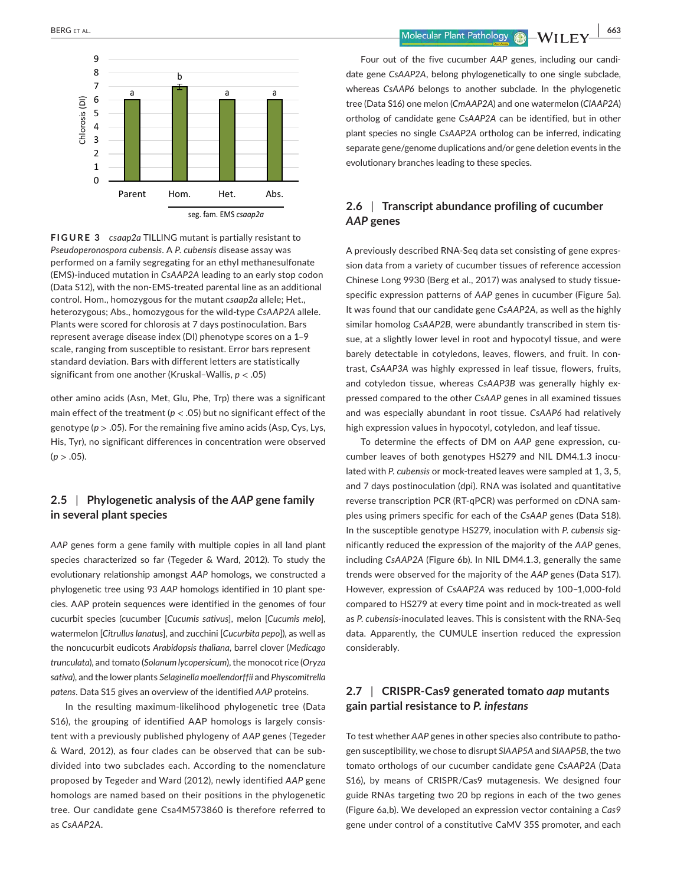**FIGURE 3** *csaap2a* TILLING mutant is partially resistant to *Pseudoperonospora cubensis*. A *P. cubensis* disease assay was performed on a family segregating for an ethyl methanesulfonate (EMS)-induced mutation in *CsAAP2A* leading to an early stop codon (Data S12), with the non-EMS-treated parental line as an additional control. Hom., homozygous for the mutant *csaap2a* allele; Het., heterozygous; Abs., homozygous for the wild-type *CsAAP2A* allele. Plants were scored for chlorosis at 7 days postinoculation. Bars represent average disease index (DI) phenotype scores on a 1–9 scale, ranging from susceptible to resistant. Error bars represent standard deviation. Bars with different letters are statistically significant from one another (Kruskal–Wallis, $p < .05$)

other amino acids (Asn, Met, Glu, Phe, Trp) there was a significant main effect of the treatment ($p < .05$) but no significant effect of the genotype ($p > .05$). For the remaining five amino acids (Asp, Cys, Lys, His, Tyr), no significant differences in concentration were observed ($p > .05$).

## 2.5 | Phylogenetic analysis of the *AAP* gene family in several plant species

*AAP* genes form a gene family with multiple copies in all land plant species characterized so far (Tegeder & Ward, 2012). To study the evolutionary relationship amongst *AAP* homologs, we constructed a phylogenetic tree using 93 *AAP* homologs identified in 10 plant species. AAP protein sequences were identified in the genomes of four cucurbit species (cucumber [*Cucumis sativus*], melon [*Cucumis melo*], watermelon [*Citrullus lanatus*], and zucchini [*Cucurbita pepo*]), as well as the noncucurbit eudicots *Arabidopsis thaliana*, barrel clover (*Medicago trunculata*), and tomato (*Solanum lycopersicum*), the monocot rice (*Oryza sativa*), and the lower plants *Selaginella moellendorffii* and *Physcomitrella patens*. Data S15 gives an overview of the identified *AAP* proteins.

In the resulting maximum-likelihood phylogenetic tree (Data S16), the grouping of identified AAP homologs is largely consistent with a previously published phylogeny of *AAP* genes (Tegeder & Ward, 2012), as four clades can be observed that can be subdivided into two subclades each. According to the nomenclature proposed by Tegeder and Ward (2012), newly identified *AAP* gene homologs are named based on their positions in the phylogenetic tree. Our candidate gene Csa4M573860 is therefore referred to as *CsAAP2A*.

Four out of the five cucumber *AAP* genes, including our candidate gene *CsAAP2A*, belong phylogenetically to one single subclade, whereas *CsAAP6* belongs to another subclade. In the phylogenetic tree (Data S16) one melon (*CmAAP2A*) and one watermelon (*ClAAP2A*) ortholog of candidate gene *CsAAP2A* can be identified, but in other plant species no single *CsAAP2A* ortholog can be inferred, indicating separate gene/genome duplications and/or gene deletion events in the evolutionary branches leading to these species.

## 2.6 | Transcript abundance profiling of cucumber *AAP* genes

A previously described RNA-Seq data set consisting of gene expression data from a variety of cucumber tissues of reference accession Chinese Long 9930 (Berg et al., 2017) was analysed to study tissue-specific expression patterns of *AAP* genes in cucumber (Figure 5a). It was found that our candidate gene *CsAAP2A*, as well as the highly similar homolog *CsAAP2B*, were abundantly transcribed in stem tissue, at a slightly lower level in root and hypocotyl tissue, and were barely detectable in cotyledons, leaves, flowers, and fruit. In contrast, *CsAAP3A* was highly expressed in leaf tissue, flowers, fruits, and cotyledon tissue, whereas *CsAAP3B* was generally highly expressed compared to the other *CsAAP* genes in all examined tissues and was especially abundant in root tissue. *CsAAP6* had relatively high expression values in hypocotyl, cotyledon, and leaf tissue.

To determine the effects of DM on *AAP* gene expression, cucumber leaves of both genotypes HS279 and NIL DM4.1.3 inoculated with *P. cubensis* or mock-treated leaves were sampled at 1, 3, 5, and 7 days postinoculation (dpi). RNA was isolated and quantitative reverse transcription PCR (RT-qPCR) was performed on cDNA samples using primers specific for each of the *CsAAP* genes (Data S18). In the susceptible genotype HS279, inoculation with *P. cubensis* significantly reduced the expression of the majority of the *AAP* genes, including *CsAAP2A* (Figure 6b). In NIL DM4.1.3, generally the same trends were observed for the majority of the *AAP* genes (Data S17). However, expression of *CsAAP2A* was reduced by 100–1,000-fold compared to HS279 at every time point and in mock-treated as well as *P. cubensis*-inoculated leaves. This is consistent with the RNA-Seq data. Apparently, the CUMULE insertion reduced the expression considerably.

## 2.7 | CRISPR-Cas9 generated tomato *aap* mutants gain partial resistance to *P. infestans*

To test whether *AAP* genes in other species also contribute to pathogen susceptibility, we chose to disrupt *SlAAP5A* and *SlAAP5B*, the two tomato orthologs of our cucumber candidate gene *CsAAP2A* (Data S16), by means of CRISPR/Cas9 mutagenesis. We designed four guide RNAs targeting two 20 bp regions in each of the two genes (Figure 6a,b). We developed an expression vector containing a *Cas9* gene under control of a constitutive CaMV 35S promoter, and each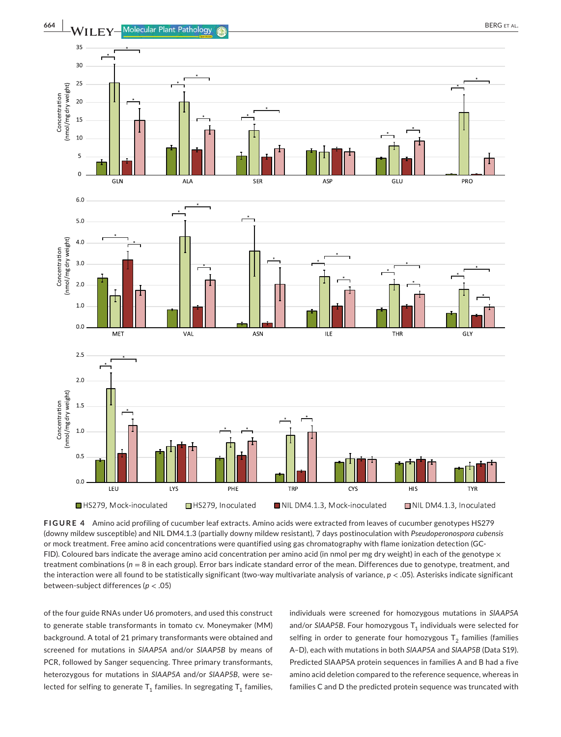**FIGURE 4** Amino acid profiling of cucumber leaf extracts. Amino acids were extracted from leaves of cucumber genotypes HS279 (downy mildew susceptible) and NIL DM4.1.3 (partially downy mildew resistant), 7 days postinoculation with *Pseudoperonospora cubensis* or mock treatment. Free amino acid concentrations were quantified using gas chromatography with flame ionization detection (GC-FID). Coloured bars indicate the average amino acid concentration per amino acid (in nmol per mg dry weight) in each of the genotype × treatment combinations ($n = 8$ in each group). Error bars indicate standard error of the mean. Differences due to genotype, treatment, and the interaction were all found to be statistically significant (two-way multivariate analysis of variance, $p < .05$). Asterisks indicate significant between-subject differences ($p < .05$)

of the four guide RNAs under U6 promoters, and used this construct to generate stable transformants in tomato cv. Moneymaker (MM) background. A total of 21 primary transformants were obtained and screened for mutations in *SlAAP5A* and/or *SlAAP5B* by means of PCR, followed by Sanger sequencing. Three primary transformants, heterozygous for mutations in *SlAAP5A* and/or *SlAAP5B*, were selected for selfing to generate $T_1$ families. In segregating $T_1$ families, individuals were screened for homozygous mutations in *SlAAP5A* and/or *SlAAP5B*. Four homozygous $T_1$ individuals were selected for selfing in order to generate four homozygous $T_2$ families (families A–D), each with mutations in both *SlAAP5A* and *SlAAP5B* (Data S19). Predicted SlAAP5A protein sequences in families A and B had a five amino acid deletion compared to the reference sequence, whereas in families C and D the predicted protein sequence was truncated with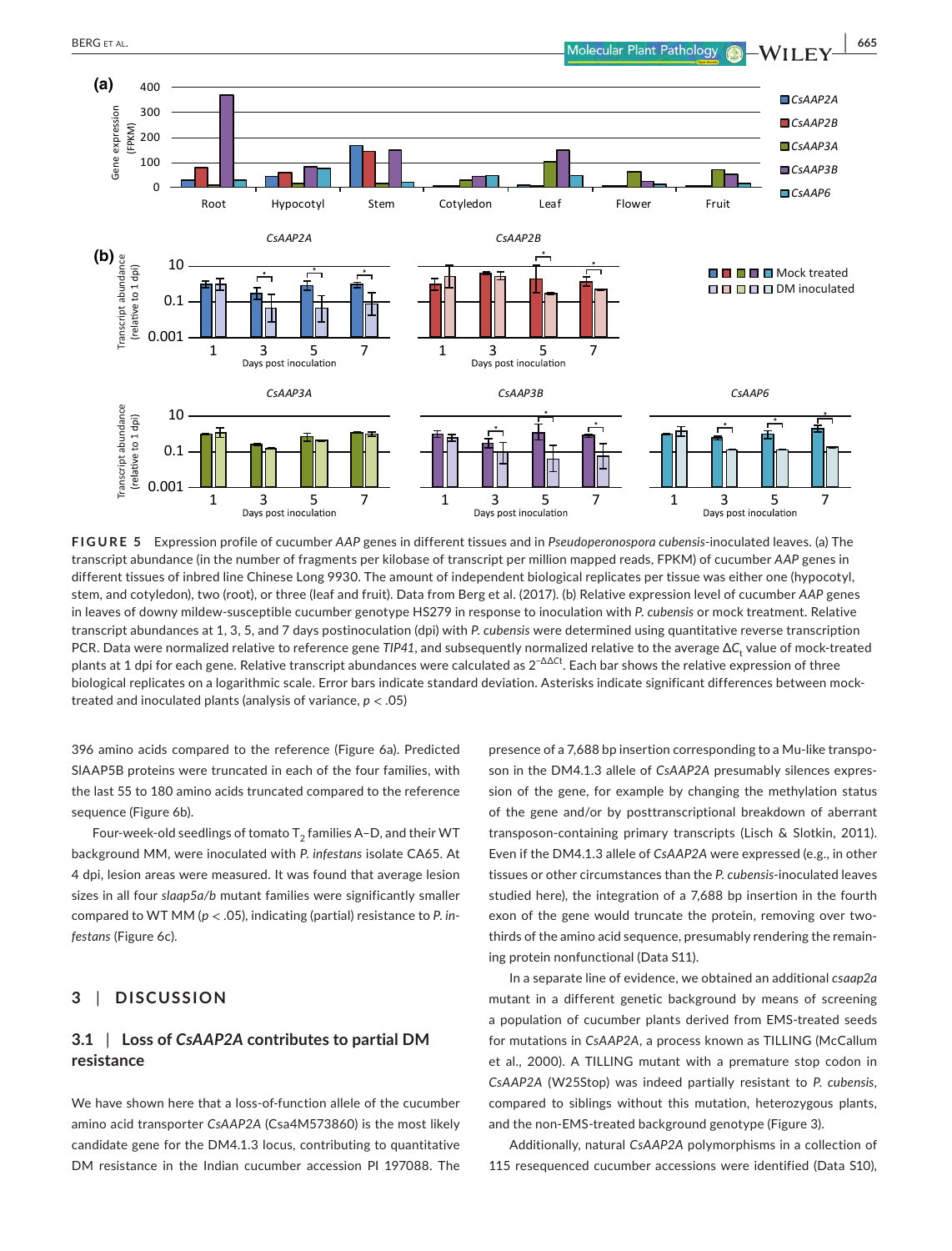**FIGURE 5** Expression profile of cucumber *AAP* genes in different tissues and in *Pseudoperonospora cubensis*-inoculated leaves. (a) The transcript abundance (in the number of fragments per kilobase of transcript per million mapped reads, FPKM) of cucumber *AAP* genes in different tissues of inbred line Chinese Long 9930. The amount of independent biological replicates per tissue was either one (hypocotyl, stem, and cotyledon), two (root), or three (leaf and fruit). Data from Berg et al. (2017). (b) Relative expression level of cucumber *AAP* genes in leaves of downy mildew-susceptible cucumber genotype HS279 in response to inoculation with *P. cubensis* or mock treatment. Relative transcript abundances at 1, 3, 5, and 7 days postinoculation (dpi) with *P. cubensis* were determined using quantitative reverse transcription PCR. Data were normalized relative to reference gene *TIP41*, and subsequently normalized relative to the average $\Delta C_t$ value of mock-treated plants at 1 dpi for each gene. Relative transcript abundances were calculated as $2^{-\Delta\Delta Ct}$. Each bar shows the relative expression of three biological replicates on a logarithmic scale. Error bars indicate standard deviation. Asterisks indicate significant differences between mock-treated and inoculated plants (analysis of variance, $p < .05$)

396 amino acids compared to the reference (Figure 6a). Predicted SlAAP5B proteins were truncated in each of the four families, with the last 55 to 180 amino acids truncated compared to the reference sequence (Figure 6b).

Four-week-old seedlings of tomato $T_2$ families A–D, and their WT background MM, were inoculated with *P. infestans* isolate CA65. At 4 dpi, lesion areas were measured. It was found that average lesion sizes in all four *slaap5a/b* mutant families were significantly smaller compared to WT MM ($p < .05$), indicating (partial) resistance to *P. infestans* (Figure 6c).

## 3 | DISCUSSION

### 3.1 | Loss of *CsAAP2A* contributes to partial DM resistance

We have shown here that a loss-of-function allele of the cucumber amino acid transporter *CsAAP2A* (Csa4M573860) is the most likely candidate gene for the DM4.1.3 locus, contributing to quantitative DM resistance in the Indian cucumber accession PI 197088. The presence of a 7,688 bp insertion corresponding to a Mu-like transposon in the DM4.1.3 allele of *CsAAP2A* presumably silences expression of the gene, for example by changing the methylation status of the gene and/or by posttranscriptional breakdown of aberrant transposon-containing primary transcripts (Lisch & Slotkin, 2011). Even if the DM4.1.3 allele of *CsAAP2A* were expressed (e.g., in other tissues or other circumstances than the *P. cubensis*-inoculated leaves studied here), the integration of a 7,688 bp insertion in the fourth exon of the gene would truncate the protein, removing over two-thirds of the amino acid sequence, presumably rendering the remaining protein nonfunctional (Data S11).

In a separate line of evidence, we obtained an additional *csaap2a* mutant in a different genetic background by means of screening a population of cucumber plants derived from EMS-treated seeds for mutations in *CsAAP2A*, a process known as TILLING (McCallum et al., 2000). A TILLING mutant with a premature stop codon in *CsAAP2A* (W25Stop) was indeed partially resistant to *P. cubensis*, compared to siblings without this mutation, heterozygous plants, and the non-EMS-treated background genotype (Figure 3).

Additionally, natural *CsAAP2A* polymorphisms in a collection of 115 resequenced cucumber accessions were identified (Data S10),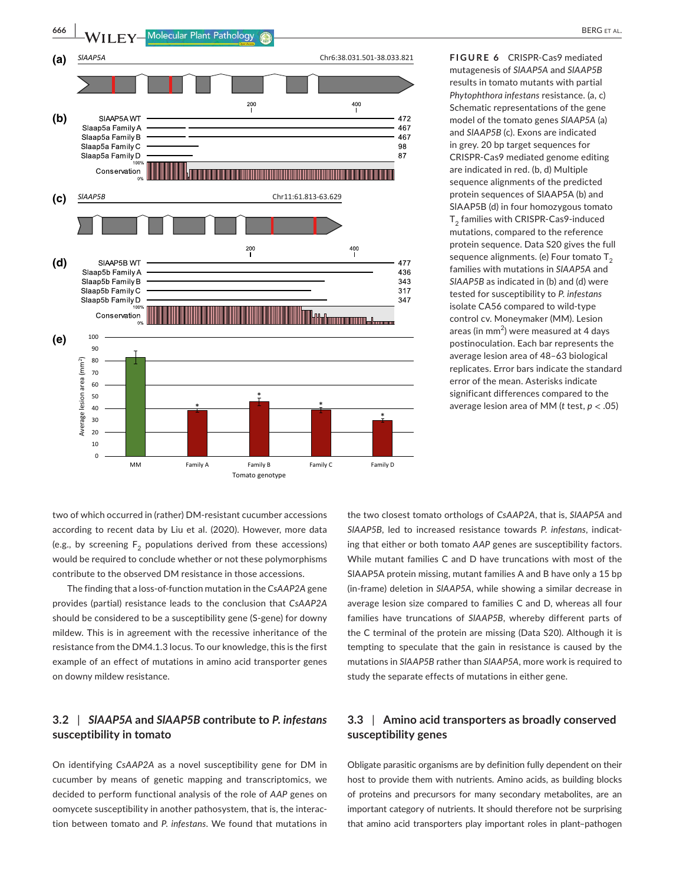**FIGURE 6** CRISPR-Cas9 mediated mutagenesis of *SlAAP5A* and *SlAAP5B* results in tomato mutants with partial *Phytophthora infestans* resistance. (a, c) Schematic representations of the gene model of the tomato genes *SlAAP5A* (a) and *SlAAP5B* (c). Exons are indicated in grey. 20 bp target sequences for CRISPR-Cas9 mediated genome editing are indicated in red. (b, d) Multiple sequence alignments of the predicted protein sequences of SlAAP5A (b) and SlAAP5B (d) in four homozygous tomato $T_2$ families with CRISPR-Cas9-induced mutations, compared to the reference protein sequence. Data S20 gives the full sequence alignments. (e) Four tomato $T_2$ families with mutations in *SlAAP5A* and *SlAAP5B* as indicated in (b) and (d) were tested for susceptibility to *P. infestans* isolate CA56 compared to wild-type control cv. Moneymaker (MM). Lesion areas (in $mm^2$) were measured at 4 days postinoculation. Each bar represents the average lesion area of 48–63 biological replicates. Error bars indicate the standard error of the mean. Asterisks indicate significant differences compared to the average lesion area of MM (*t* test, $p < .05$)

two of which occurred in (rather) DM-resistant cucumber accessions according to recent data by Liu et al. (2020). However, more data (e.g., by screening $F_2$ populations derived from these accessions) would be required to conclude whether or not these polymorphisms contribute to the observed DM resistance in those accessions.

The finding that a loss-of-function mutation in the *CsAAP2A* gene provides (partial) resistance leads to the conclusion that *CsAAP2A* should be considered to be a susceptibility gene (S-gene) for downy mildew. This is in agreement with the recessive inheritance of the resistance from the DM4.1.3 locus. To our knowledge, this is the first example of an effect of mutations in amino acid transporter genes on downy mildew resistance.

### 3.2 | *SlAAP5A* and *SlAAP5B* contribute to *P. infestans* susceptibility in tomato

On identifying *CsAAP2A* as a novel susceptibility gene for DM in cucumber by means of genetic mapping and transcriptomics, we decided to perform functional analysis of the role of *AAP* genes on oomycete susceptibility in another pathosystem, that is, the interaction between tomato and *P. infestans*. We found that mutations in the two closest tomato orthologs of *CsAAP2A*, that is, *SlAAP5A* and *SlAAP5B*, led to increased resistance towards *P. infestans*, indicating that either or both tomato *AAP* genes are susceptibility factors. While mutant families C and D have truncations with most of the SlAAP5A protein missing, mutant families A and B have only a 15 bp (in-frame) deletion in *SlAAP5A*, while showing a similar decrease in average lesion size compared to families C and D, whereas all four families have truncations of *SlAAP5B*, whereby different parts of the C terminal of the protein are missing (Data S20). Although it is tempting to speculate that the gain in resistance is caused by the mutations in *SlAAP5B* rather than *SlAAP5A*, more work is required to study the separate effects of mutations in either gene.

### 3.3 | Amino acid transporters as broadly conserved susceptibility genes

Obligate parasitic organisms are by definition fully dependent on their host to provide them with nutrients. Amino acids, as building blocks of proteins and precursors for many secondary metabolites, are an important category of nutrients. It should therefore not be surprising that amino acid transporters play important roles in plant–pathogen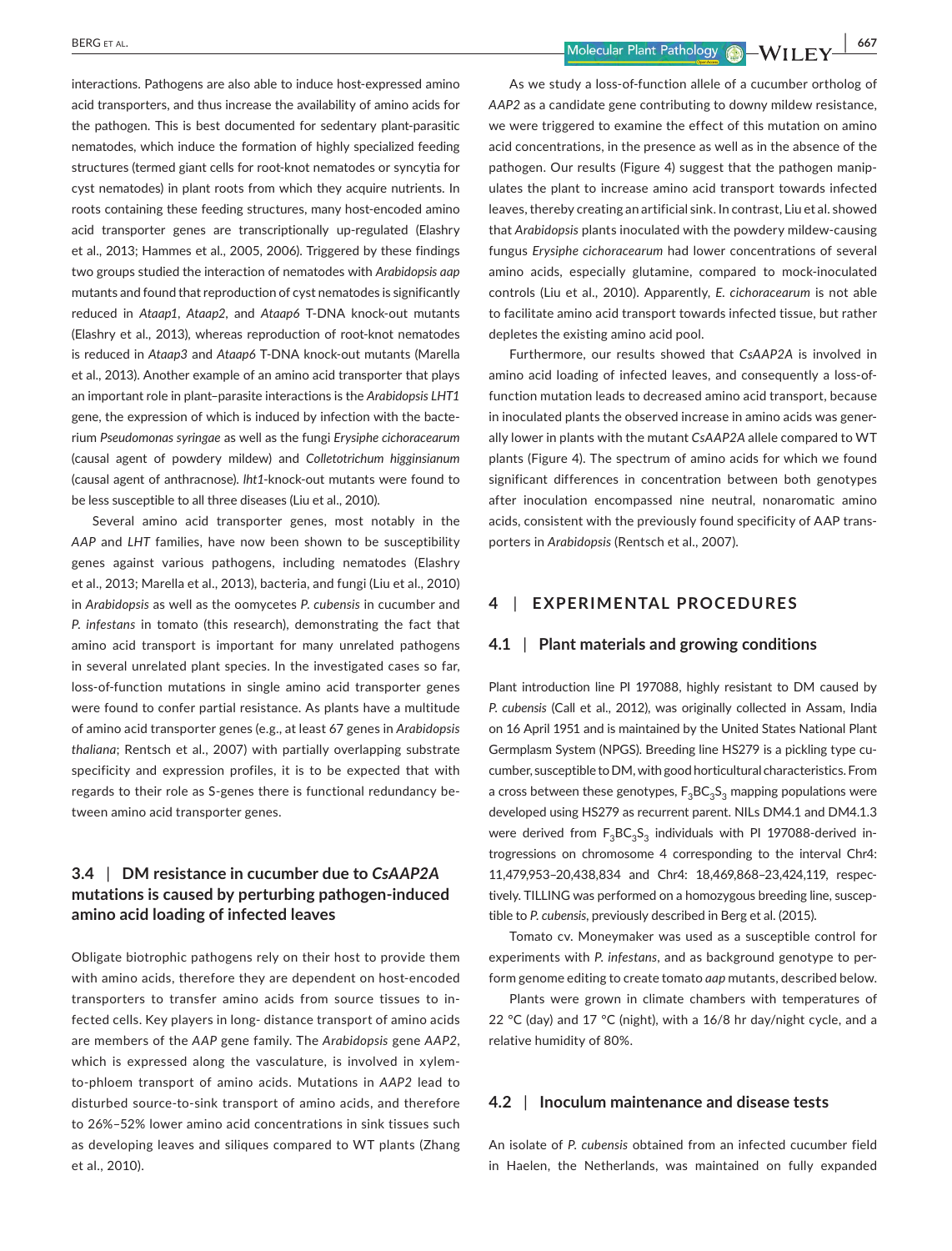interactions. Pathogens are also able to induce host-expressed amino acid transporters, and thus increase the availability of amino acids for the pathogen. This is best documented for sedentary plant-parasitic nematodes, which induce the formation of highly specialized feeding structures (termed giant cells for root-knot nematodes or syncytia for cyst nematodes) in plant roots from which they acquire nutrients. In roots containing these feeding structures, many host-encoded amino acid transporter genes are transcriptionally up-regulated (Elashry et al., 2013; Hammes et al., 2005, 2006). Triggered by these findings two groups studied the interaction of nematodes with *Arabidopsis aap* mutants and found that reproduction of cyst nematodes is significantly reduced in *Ataap1*, *Ataap2*, and *Ataap6* T-DNA knock-out mutants (Elashry et al., 2013), whereas reproduction of root-knot nematodes is reduced in *Ataap3* and *Ataap6* T-DNA knock-out mutants (Marella et al., 2013). Another example of an amino acid transporter that plays an important role in plant–parasite interactions is the *Arabidopsis LHT1* gene, the expression of which is induced by infection with the bacterium *Pseudomonas syringae* as well as the fungi *Erysiphe cichoracearum* (causal agent of powdery mildew) and *Colletotrichum higginsianum* (causal agent of anthracnose). *lht1*-knock-out mutants were found to be less susceptible to all three diseases (Liu et al., 2010).

Several amino acid transporter genes, most notably in the *AAP* and *LHT* families, have now been shown to be susceptibility genes against various pathogens, including nematodes (Elashry et al., 2013; Marella et al., 2013), bacteria, and fungi (Liu et al., 2010) in *Arabidopsis* as well as the oomycetes *P. cubensis* in cucumber and *P. infestans* in tomato (this research), demonstrating the fact that amino acid transport is important for many unrelated pathogens in several unrelated plant species. In the investigated cases so far, loss-of-function mutations in single amino acid transporter genes were found to confer partial resistance. As plants have a multitude of amino acid transporter genes (e.g., at least 67 genes in *Arabidopsis thaliana*; Rentsch et al., 2007) with partially overlapping substrate specificity and expression profiles, it is to be expected that with regards to their role as S-genes there is functional redundancy between amino acid transporter genes.

### 3.4 | DM resistance in cucumber due to *CsAAP2A* mutations is caused by perturbing pathogen-induced amino acid loading of infected leaves

Obligate biotrophic pathogens rely on their host to provide them with amino acids, therefore they are dependent on host-encoded transporters to transfer amino acids from source tissues to infected cells. Key players in long- distance transport of amino acids are members of the *AAP* gene family. The *Arabidopsis* gene *AAP2*, which is expressed along the vasculature, is involved in xylem-to-phloem transport of amino acids. Mutations in *AAP2* lead to disturbed source-to-sink transport of amino acids, and therefore to 26%–52% lower amino acid concentrations in sink tissues such as developing leaves and siliques compared to WT plants (Zhang et al., 2010).

As we study a loss-of-function allele of a cucumber ortholog of *AAP2* as a candidate gene contributing to downy mildew resistance, we were triggered to examine the effect of this mutation on amino acid concentrations, in the presence as well as in the absence of the pathogen. Our results (Figure 4) suggest that the pathogen manipulates the plant to increase amino acid transport towards infected leaves, thereby creating an artificial sink. In contrast, Liu et al. showed that *Arabidopsis* plants inoculated with the powdery mildew-causing fungus *Erysiphe cichoracearum* had lower concentrations of several amino acids, especially glutamine, compared to mock-inoculated controls (Liu et al., 2010). Apparently, *E. cichoracearum* is not able to facilitate amino acid transport towards infected tissue, but rather depletes the existing amino acid pool.

Furthermore, our results showed that *CsAAP2A* is involved in amino acid loading of infected leaves, and consequently a loss-of-function mutation leads to decreased amino acid transport, because in inoculated plants the observed increase in amino acids was generally lower in plants with the mutant *CsAAP2A* allele compared to WT plants (Figure 4). The spectrum of amino acids for which we found significant differences in concentration between both genotypes after inoculation encompassed nine neutral, nonaromatic amino acids, consistent with the previously found specificity of AAP transporters in *Arabidopsis* (Rentsch et al., 2007).

## 4 | EXPERIMENTAL PROCEDURES

### 4.1 | Plant materials and growing conditions

Plant introduction line PI 197088, highly resistant to DM caused by *P. cubensis* (Call et al., 2012), was originally collected in Assam, India on 16 April 1951 and is maintained by the United States National Plant Germplasm System (NPGS). Breeding line HS279 is a pickling type cucumber, susceptible to DM, with good horticultural characteristics. From a cross between these genotypes, $F_3BC_3S_3$ mapping populations were developed using HS279 as recurrent parent. NILs DM4.1 and DM4.1.3 were derived from $F_3BC_3S_3$ individuals with PI 197088-derived introgressions on chromosome 4 corresponding to the interval Chr4: 11,479,953–20,438,834 and Chr4: 18,469,868–23,424,119, respectively. TILLING was performed on a homozygous breeding line, susceptible to *P. cubensis*, previously described in Berg et al. (2015).

Tomato cv. Moneymaker was used as a susceptible control for experiments with *P. infestans*, and as background genotype to perform genome editing to create tomato *aap* mutants, described below.

Plants were grown in climate chambers with temperatures of 22 °C (day) and 17 °C (night), with a 16/8 hr day/night cycle, and a relative humidity of 80%.

### 4.2 | Inoculum maintenance and disease tests

An isolate of *P. cubensis* obtained from an infected cucumber field in Haelen, the Netherlands, was maintained on fully expanded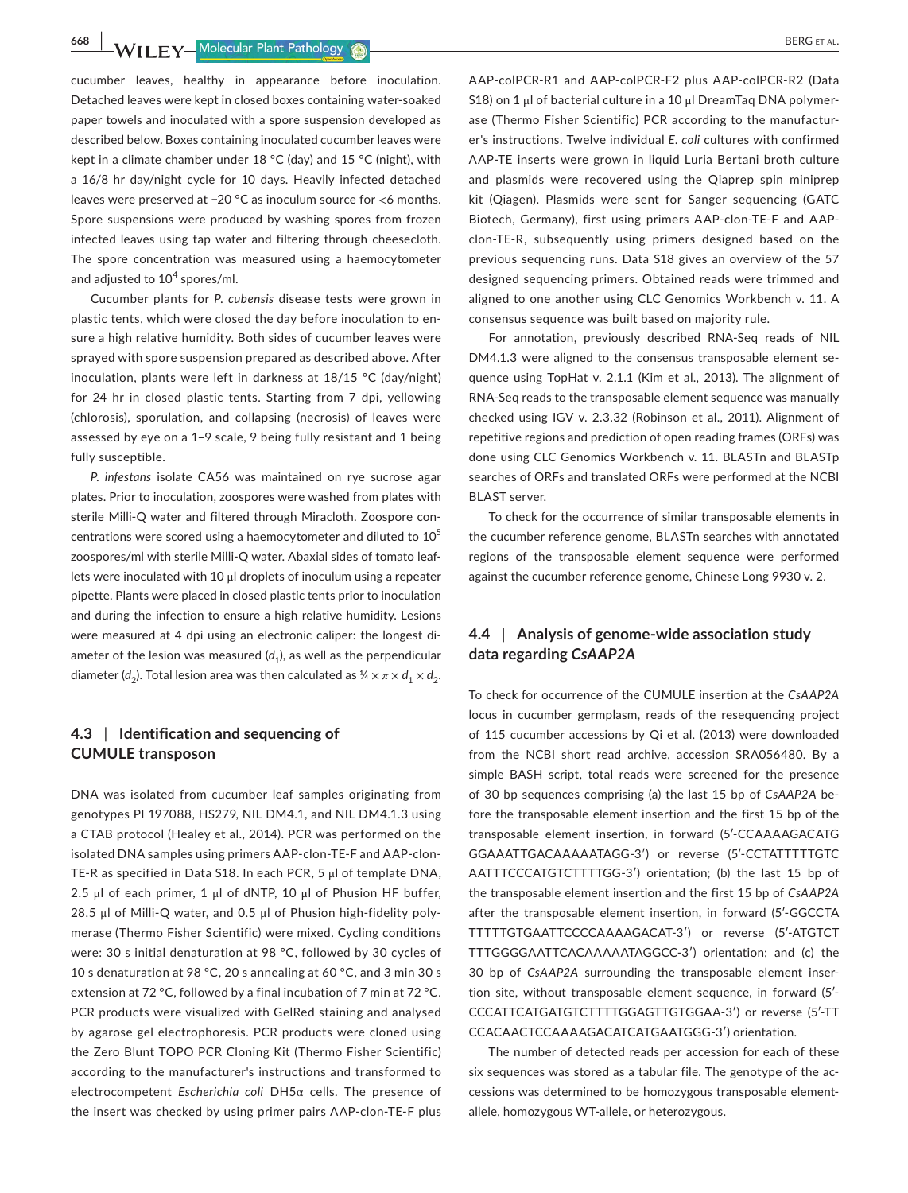cucumber leaves, healthy in appearance before inoculation. Detached leaves were kept in closed boxes containing water-soaked paper towels and inoculated with a spore suspension developed as described below. Boxes containing inoculated cucumber leaves were kept in a climate chamber under 18 °C (day) and 15 °C (night), with a 16/8 hr day/night cycle for 10 days. Heavily infected detached leaves were preserved at −20 °C as inoculum source for <6 months. Spore suspensions were produced by washing spores from frozen infected leaves using tap water and filtering through cheesecloth. The spore concentration was measured using a haemocytometer and adjusted to $10^4$ spores/ml.

Cucumber plants for *P. cubensis* disease tests were grown in plastic tents, which were closed the day before inoculation to ensure a high relative humidity. Both sides of cucumber leaves were sprayed with spore suspension prepared as described above. After inoculation, plants were left in darkness at 18/15 °C (day/night) for 24 hr in closed plastic tents. Starting from 7 dpi, yellowing (chlorosis), sporulation, and collapsing (necrosis) of leaves were assessed by eye on a 1–9 scale, 9 being fully resistant and 1 being fully susceptible.

*P. infestans* isolate CA56 was maintained on rye sucrose agar plates. Prior to inoculation, zoospores were washed from plates with sterile Milli-Q water and filtered through Miracloth. Zoospore concentrations were scored using a haemocytometer and diluted to $10^5$ zoospores/ml with sterile Milli-Q water. Abaxial sides of tomato leaflets were inoculated with 10 µl droplets of inoculum using a repeater pipette. Plants were placed in closed plastic tents prior to inoculation and during the infection to ensure a high relative humidity. Lesions were measured at 4 dpi using an electronic caliper: the longest diameter of the lesion was measured ($d_1$), as well as the perpendicular diameter ($d_2$). Total lesion area was then calculated as $\frac{1}{4} \times \pi \times d_1 \times d_2$.

## 4.3 | Identification and sequencing of CUMULE transposon

DNA was isolated from cucumber leaf samples originating from genotypes PI 197088, HS279, NIL DM4.1, and NIL DM4.1.3 using a CTAB protocol (Healey et al., 2014). PCR was performed on the isolated DNA samples using primers AAP-clon-TE-F and AAP-clon-TE-R as specified in Data S18. In each PCR, 5 µl of template DNA, 2.5 µl of each primer, 1 µl of dNTP, 10 µl of Phusion HF buffer, 28.5 µl of Milli-Q water, and 0.5 µl of Phusion high-fidelity polymerase (Thermo Fisher Scientific) were mixed. Cycling conditions were: 30 s initial denaturation at 98 °C, followed by 30 cycles of 10 s denaturation at 98 °C, 20 s annealing at 60 °C, and 3 min 30 s extension at 72 °C, followed by a final incubation of 7 min at 72 °C. PCR products were visualized with GelRed staining and analysed by agarose gel electrophoresis. PCR products were cloned using the Zero Blunt TOPO PCR Cloning Kit (Thermo Fisher Scientific) according to the manufacturer's instructions and transformed to electrocompetent *Escherichia coli* DH5α cells. The presence of the insert was checked by using primer pairs AAP-clon-TE-F plus AAP-colPCR-R1 and AAP-colPCR-F2 plus AAP-colPCR-R2 (Data S18) on 1 µl of bacterial culture in a 10 µl DreamTaq DNA polymerase (Thermo Fisher Scientific) PCR according to the manufacturer's instructions. Twelve individual *E. coli* cultures with confirmed AAP-TE inserts were grown in liquid Luria Bertani broth culture and plasmids were recovered using the Qiaprep spin miniprep kit (Qiagen). Plasmids were sent for Sanger sequencing (GATC Biotech, Germany), first using primers AAP-clon-TE-F and AAP-clon-TE-R, subsequently using primers designed based on the previous sequencing runs. Data S18 gives an overview of the 57 designed sequencing primers. Obtained reads were trimmed and aligned to one another using CLC Genomics Workbench v. 11. A consensus sequence was built based on majority rule.

For annotation, previously described RNA-Seq reads of NIL DM4.1.3 were aligned to the consensus transposable element sequence using TopHat v. 2.1.1 (Kim et al., 2013). The alignment of RNA-Seq reads to the transposable element sequence was manually checked using IGV v. 2.3.32 (Robinson et al., 2011). Alignment of repetitive regions and prediction of open reading frames (ORFs) was done using CLC Genomics Workbench v. 11. BLASTn and BLASTp searches of ORFs and translated ORFs were performed at the NCBI BLAST server.

To check for the occurrence of similar transposable elements in the cucumber reference genome, BLASTn searches with annotated regions of the transposable element sequence were performed against the cucumber reference genome, Chinese Long 9930 v. 2.

## 4.4 | Analysis of genome-wide association study data regarding *CsAAP2A*

To check for occurrence of the CUMULE insertion at the *CsAAP2A* locus in cucumber germplasm, reads of the resequencing project of 115 cucumber accessions by Qi et al. (2013) were downloaded from the NCBI short read archive, accession SRA056480. By a simple BASH script, total reads were screened for the presence of 30 bp sequences comprising (a) the last 15 bp of *CsAAP2A* before the transposable element insertion and the first 15 bp of the transposable element insertion, in forward (5′-CCAAAAGACATGGGAAATTGACAAAAATAGG-3′) or reverse (5′-CCTATTTTTGTCAATTTCCCATGTCTTTTGG-3′) orientation; (b) the last 15 bp of the transposable element insertion and the first 15 bp of *CsAAP2A* after the transposable element insertion, in forward (5′-GGCCTATTTTTGTGAATTCCCCAAAAGACAT-3′) or reverse (5′-ATGTCTTTTGGGGAATTCACAAAAATAGGCC-3′) orientation; and (c) the 30 bp of *CsAAP2A* surrounding the transposable element insertion site, without transposable element sequence, in forward (5′-CCCATTCATGATGTCTTTTGGAGTTGTGGAA-3′) or reverse (5′-TTCCACAACTCCAAAAGACATCATGAATGGG-3′) orientation.

The number of detected reads per accession for each of these six sequences was stored as a tabular file. The genotype of the accessions was determined to be homozygous transposable element-allele, homozygous WT-allele, or heterozygous.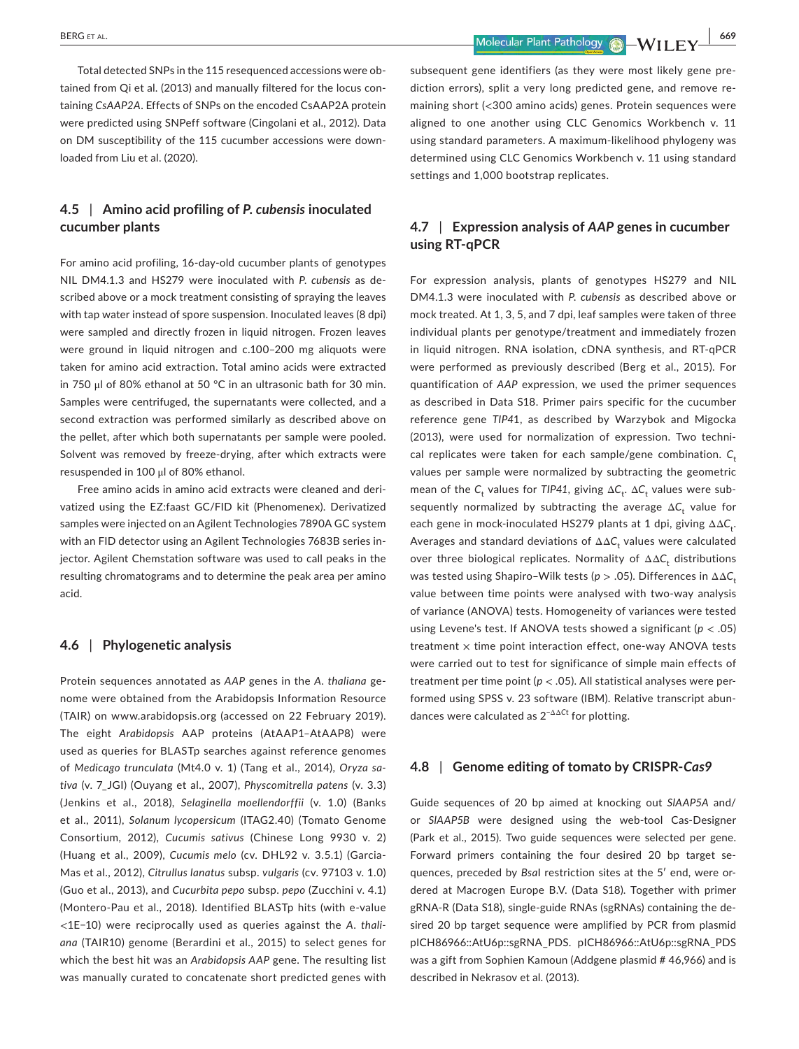Total detected SNPs in the 115 resequenced accessions were obtained from Qi et al. (2013) and manually filtered for the locus containing *CsAAP2A*. Effects of SNPs on the encoded CsAAP2A protein were predicted using SNPeff software (Cingolani et al., 2012). Data on DM susceptibility of the 115 cucumber accessions were downloaded from Liu et al. (2020).

### 4.5 | Amino acid profiling of *P. cubensis* inoculated cucumber plants

For amino acid profiling, 16-day-old cucumber plants of genotypes NIL DM4.1.3 and HS279 were inoculated with *P. cubensis* as described above or a mock treatment consisting of spraying the leaves with tap water instead of spore suspension. Inoculated leaves (8 dpi) were sampled and directly frozen in liquid nitrogen. Frozen leaves were ground in liquid nitrogen and c.100–200 mg aliquots were taken for amino acid extraction. Total amino acids were extracted in 750 μl of 80% ethanol at 50 °C in an ultrasonic bath for 30 min. Samples were centrifuged, the supernatants were collected, and a second extraction was performed similarly as described above on the pellet, after which both supernatants per sample were pooled. Solvent was removed by freeze-drying, after which extracts were resuspended in 100 μl of 80% ethanol.

Free amino acids in amino acid extracts were cleaned and derivatized using the EZ:faast GC/FID kit (Phenomenex). Derivatized samples were injected on an Agilent Technologies 7890A GC system with an FID detector using an Agilent Technologies 7683B series injector. Agilent Chemstation software was used to call peaks in the resulting chromatograms and to determine the peak area per amino acid.

### 4.6 | Phylogenetic analysis

Protein sequences annotated as *AAP* genes in the *A. thaliana* genome were obtained from the Arabidopsis Information Resource (TAIR) on www.arabidopsis.org (accessed on 22 February 2019). The eight *Arabidopsis* AAP proteins (AtAAP1–AtAAP8) were used as queries for BLASTp searches against reference genomes of *Medicago truncatula* (Mt4.0 v. 1) (Tang et al., 2014), *Oryza sativa* (v. 7_JGI) (Ouyang et al., 2007), *Physcomitrella patens* (v. 3.3) (Jenkins et al., 2018), *Selaginella moellendorffii* (v. 1.0) (Banks et al., 2011), *Solanum lycopersicum* (ITAG2.40) (Tomato Genome Consortium, 2012), *Cucumis sativus* (Chinese Long 9930 v. 2) (Huang et al., 2009), *Cucumis melo* (cv. DHL92 v. 3.5.1) (Garcia-Mas et al., 2012), *Citrullus lanatus* subsp. *vulgaris* (cv. 97103 v. 1.0) (Guo et al., 2013), and *Cucurbita pepo* subsp. *pepo* (Zucchini v. 4.1) (Montero-Pau et al., 2018). Identified BLASTp hits (with e-value <1E−10) were reciprocally used as queries against the *A. thaliana* (TAIR10) genome (Berardini et al., 2015) to select genes for which the best hit was an *Arabidopsis AAP* gene. The resulting list was manually curated to concatenate short predicted genes with subsequent gene identifiers (as they were most likely gene prediction errors), split a very long predicted gene, and remove remaining short (<300 amino acids) genes. Protein sequences were aligned to one another using CLC Genomics Workbench v. 11 using standard parameters. A maximum-likelihood phylogeny was determined using CLC Genomics Workbench v. 11 using standard settings and 1,000 bootstrap replicates.

### 4.7 | Expression analysis of *AAP* genes in cucumber using RT-qPCR

For expression analysis, plants of genotypes HS279 and NIL DM4.1.3 were inoculated with *P. cubensis* as described above or mock treated. At 1, 3, 5, and 7 dpi, leaf samples were taken of three individual plants per genotype/treatment and immediately frozen in liquid nitrogen. RNA isolation, cDNA synthesis, and RT-qPCR were performed as previously described (Berg et al., 2015). For quantification of *AAP* expression, we used the primer sequences as described in Data S18. Primer pairs specific for the cucumber reference gene *TIP41*, as described by Warzybok and Migocka (2013), were used for normalization of expression. Two technical replicates were taken for each sample/gene combination. $C_t$ values per sample were normalized by subtracting the geometric mean of the $C_t$ values for *TIP41*, giving $\Delta C_t$. $\Delta C_t$ values were subsequently normalized by subtracting the average $\Delta C_t$ value for each gene in mock-inoculated HS279 plants at 1 dpi, giving $\Delta\Delta C_t$. Averages and standard deviations of $\Delta\Delta C_t$ values were calculated over three biological replicates. Normality of $\Delta\Delta C_t$ distributions was tested using Shapiro–Wilk tests ($p > .05$). Differences in $\Delta\Delta C_t$ value between time points were analysed with two-way analysis of variance (ANOVA) tests. Homogeneity of variances were tested using Levene's test. If ANOVA tests showed a significant ($p < .05$) treatment × time point interaction effect, one-way ANOVA tests were carried out to test for significance of simple main effects of treatment per time point ($p < .05$). All statistical analyses were performed using SPSS v. 23 software (IBM). Relative transcript abundances were calculated as $2^{-\Delta\Delta Ct}$ for plotting.

### 4.8 | Genome editing of tomato by CRISPR-*Cas9*

Guide sequences of 20 bp aimed at knocking out *SlAAP5A* and/or *SlAAP5B* were designed using the web-tool Cas-Designer (Park et al., 2015). Two guide sequences were selected per gene. Forward primers containing the four desired 20 bp target sequences, preceded by *Bsa*I restriction sites at the 5′ end, were ordered at Macrogen Europe B.V. (Data S18). Together with primer gRNA-R (Data S18), single-guide RNAs (sgRNAs) containing the desired 20 bp target sequence were amplified by PCR from plasmid pICH86966::AtU6p::sgRNA_PDS. pICH86966::AtU6p::sgRNA_PDS was a gift from Sophien Kamoun (Addgene plasmid # 46,966) and is described in Nekrasov et al. (2013).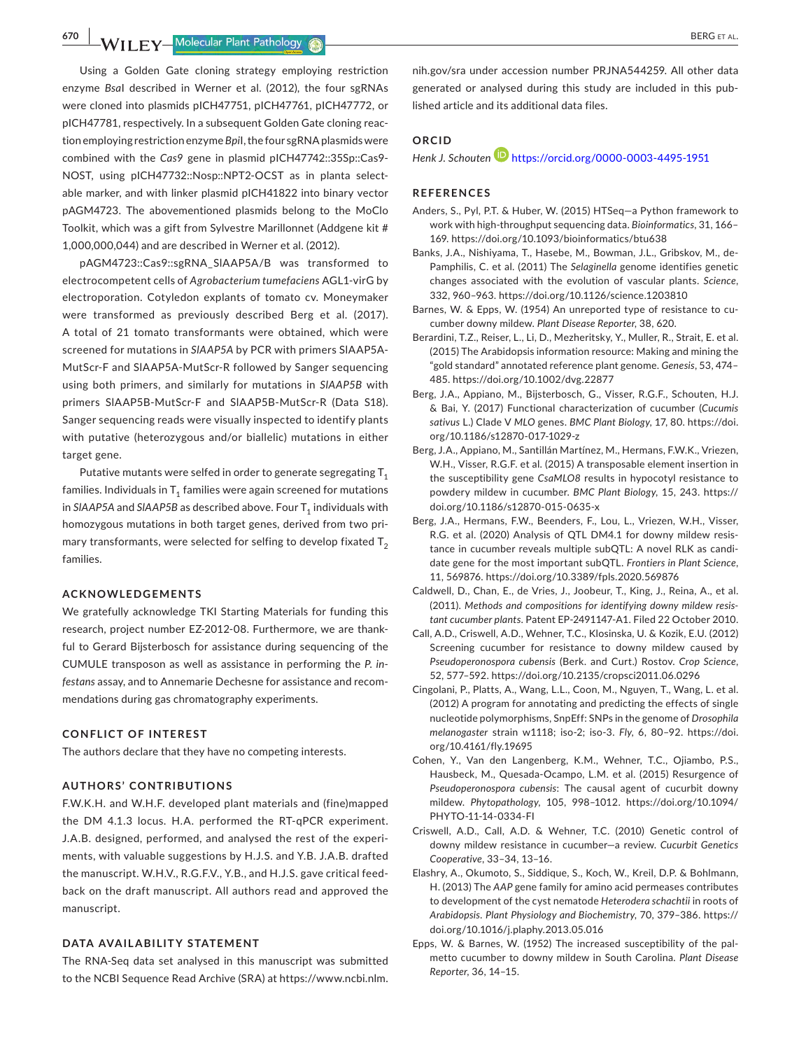Using a Golden Gate cloning strategy employing restriction enzyme *Bsa*I described in Werner et al. (2012), the four sgRNAs were cloned into plasmids pICH47751, pICH47761, pICH47772, or pICH47781, respectively. In a subsequent Golden Gate cloning reaction employing restriction enzyme *Bpi*I, the four sgRNA plasmids were combined with the *Cas9* gene in plasmid pICH47742::35Sp::Cas9-NOST, using pICH47732::Nosp::NPT2-OCST as in planta selectable marker, and with linker plasmid pICH41822 into binary vector pAGM4723. The abovementioned plasmids belong to the MoClo Toolkit, which was a gift from Sylvestre Marillonnet (Addgene kit # 1,000,000,044) and are described in Werner et al. (2012).

pAGM4723::Cas9::sgRNA_SlAAP5A/B was transformed to electrocompetent cells of *Agrobacterium tumefaciens* AGL1-virG by electroporation. Cotyledon explants of tomato cv. Moneymaker were transformed as previously described Berg et al. (2017). A total of 21 tomato transformants were obtained, which were screened for mutations in *SlAAP5A* by PCR with primers SlAAP5A-MutScr-F and SlAAP5A-MutScr-R followed by Sanger sequencing using both primers, and similarly for mutations in *SlAAP5B* with primers SlAAP5B-MutScr-F and SlAAP5B-MutScr-R (Data S18). Sanger sequencing reads were visually inspected to identify plants with putative (heterozygous and/or biallelic) mutations in either target gene.

Putative mutants were selfed in order to generate segregating $T_1$ families. Individuals in $T_1$ families were again screened for mutations in *SlAAP5A* and *SlAAP5B* as described above. Four $T_1$ individuals with homozygous mutations in both target genes, derived from two primary transformants, were selected for selfing to develop fixated $T_2$ families.

## ACKNOWLEDGEMENTS

We gratefully acknowledge TKI Starting Materials for funding this research, project number EZ-2012-08. Furthermore, we are thankful to Gerard Bijsterbosch for assistance during sequencing of the CUMULE transposon as well as assistance in performing the *P. infestans* assay, and to Annemarie Dechesne for assistance and recommendations during gas chromatography experiments.

## CONFLICT OF INTEREST

The authors declare that they have no competing interests.

## AUTHORS' CONTRIBUTIONS

F.W.K.H. and W.H.F. developed plant materials and (fine)mapped the DM 4.1.3 locus. H.A. performed the RT-qPCR experiment. J.A.B. designed, performed, and analysed the rest of the experiments, with valuable suggestions by H.J.S. and Y.B. J.A.B. drafted the manuscript. W.H.V., R.G.F.V., Y.B., and H.J.S. gave critical feedback on the draft manuscript. All authors read and approved the manuscript.

## DATA AVAILABILITY STATEMENT

The RNA-Seq data set analysed in this manuscript was submitted to the NCBI Sequence Read Archive (SRA) at https://www.ncbi.nlm.nih.gov/sra under accession number PRJNA544259. All other data generated or analysed during this study are included in this published article and its additional data files.

## ORCID

*Henk J. Schouten* https://orcid.org/0000-0003-4495-1951

## REFERENCES

Anders, S., Pyl, P.T. & Huber, W. (2015) HTSeq—a Python framework to work with high-throughput sequencing data. *Bioinformatics*, 31, 166–169. https://doi.org/10.1093/bioinformatics/btu638

Banks, J.A., Nishiyama, T., Hasebe, M., Bowman, J.L., Gribskov, M., dePamphilis, C. et al. (2011) The *Selaginella* genome identifies genetic changes associated with the evolution of vascular plants. *Science*, 332, 960–963. https://doi.org/10.1126/science.1203810

Barnes, W. & Epps, W. (1954) An unreported type of resistance to cucumber downy mildew. *Plant Disease Reporter*, 38, 620.

Berardini, T.Z., Reiser, L., Li, D., Mezheritsky, Y., Muller, R., Strait, E. et al. (2015) The Arabidopsis information resource: Making and mining the "gold standard" annotated reference plant genome. *Genesis*, 53, 474–485. https://doi.org/10.1002/dvg.22877

Berg, J.A., Appiano, M., Bijsterbosch, G., Visser, R.G.F., Schouten, H.J. & Bai, Y. (2017) Functional characterization of cucumber (*Cucumis sativus* L.) Clade V *MLO* genes. *BMC Plant Biology*, 17, 80. https://doi.org/10.1186/s12870-017-1029-z

Berg, J.A., Appiano, M., Santillán Martínez, M., Hermans, F.W.K., Vriezen, W.H., Visser, R.G.F. et al. (2015) A transposable element insertion in the susceptibility gene *CsaMLO8* results in hypocotyl resistance to powdery mildew in cucumber. *BMC Plant Biology*, 15, 243. https://doi.org/10.1186/s12870-015-0635-x

Berg, J.A., Hermans, F.W., Beenders, F., Lou, L., Vriezen, W.H., Visser, R.G. et al. (2020) Analysis of QTL DM4.1 for downy mildew resistance in cucumber reveals multiple subQTL: A novel RLK as candidate gene for the most important subQTL. *Frontiers in Plant Science*, 11, 569876. https://doi.org/10.3389/fpls.2020.569876

Caldwell, D., Chan, E., de Vries, J., Joobeur, T., King, J., Reina, A., et al. (2011). *Methods and compositions for identifying downy mildew resistant cucumber plants*. Patent EP-2491147-A1. Filed 22 October 2010.

Call, A.D., Criswell, A.D., Wehner, T.C., Klosinska, U. & Kozik, E.U. (2012) Screening cucumber for resistance to downy mildew caused by *Pseudoperonospora cubensis* (Berk. and Curt.) Rostov. *Crop Science*, 52, 577–592. https://doi.org/10.2135/cropsci2011.06.0296

Cingolani, P., Platts, A., Wang, L.L., Coon, M., Nguyen, T., Wang, L. et al. (2012) A program for annotating and predicting the effects of single nucleotide polymorphisms, SnpEff: SNPs in the genome of *Drosophila melanogaster* strain w1118; iso-2; iso-3. *Fly*, 6, 80–92. https://doi.org/10.4161/fly.19695

Cohen, Y., Van den Langenberg, K.M., Wehner, T.C., Ojiambo, P.S., Hausbeck, M., Quesada-Ocampo, L.M. et al. (2015) Resurgence of *Pseudoperonospora cubensis*: The causal agent of cucurbit downy mildew. *Phytopathology*, 105, 998–1012. https://doi.org/10.1094/PHYTO-11-14-0334-FI

Criswell, A.D., Call, A.D. & Wehner, T.C. (2010) Genetic control of downy mildew resistance in cucumber—a review. *Cucurbit Genetics Cooperative*, 33–34, 13–16.

Elashry, A., Okumoto, S., Siddique, S., Koch, W., Kreil, D.P. & Bohlmann, H. (2013) The *AAP* gene family for amino acid permeases contributes to development of the cyst nematode *Heterodera schachtii* in roots of *Arabidopsis*. *Plant Physiology and Biochemistry*, 70, 379–386. https://doi.org/10.1016/j.plaphy.2013.05.016

Epps, W. & Barnes, W. (1952) The increased susceptibility of the palmetto cucumber to downy mildew in South Carolina. *Plant Disease Reporter*, 36, 14–15.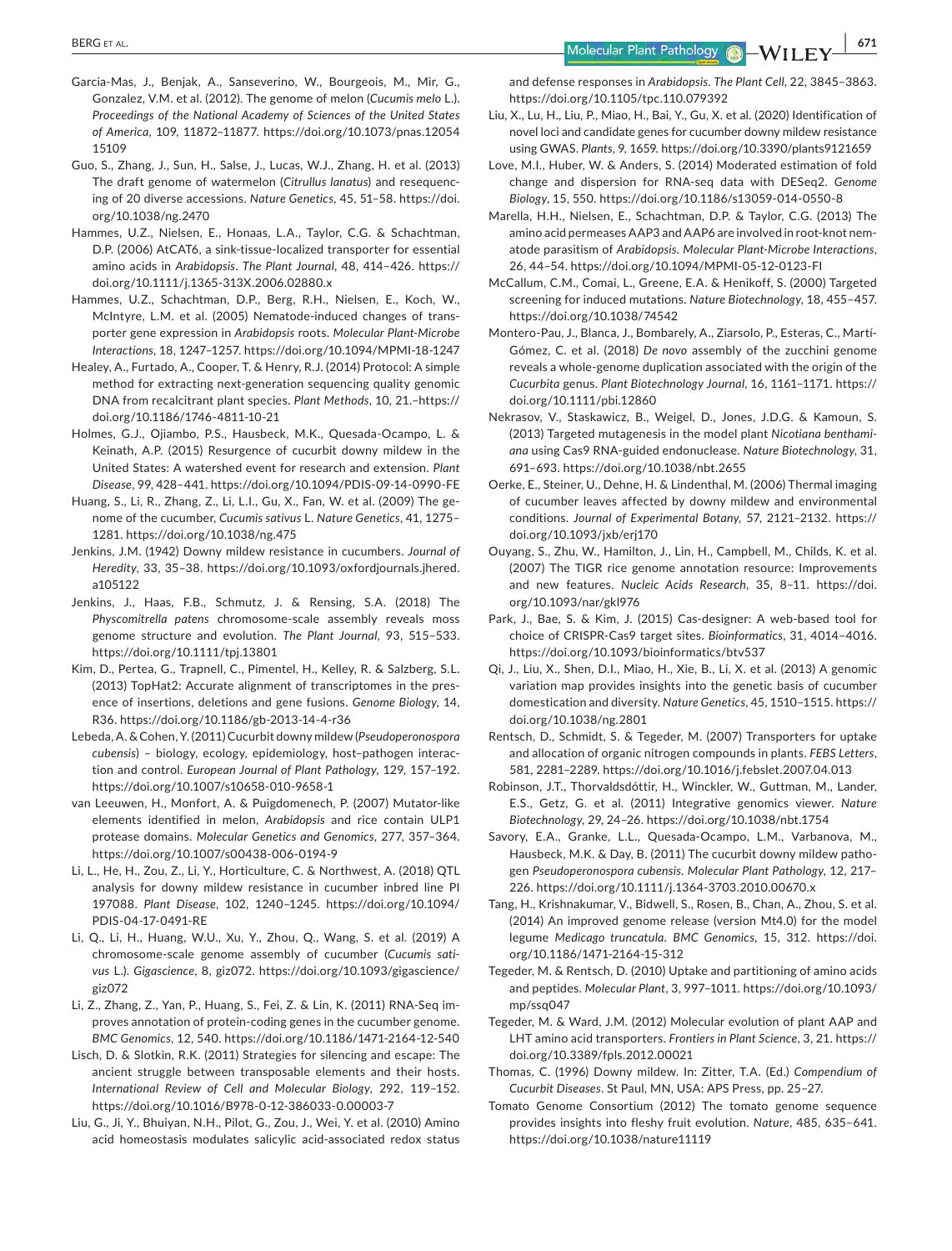Garcia-Mas, J., Benjak, A., Sanseverino, W., Bourgeois, M., Mir, G., Gonzalez, V.M. et al. (2012). The genome of melon (*Cucumis melo* L.). *Proceedings of the National Academy of Sciences of the United States of America*, 109, 11872–11877. https://doi.org/10.1073/pnas.1205415109

Guo, S., Zhang, J., Sun, H., Salse, J., Lucas, W.J., Zhang, H. et al. (2013) The draft genome of watermelon (*Citrullus lanatus*) and resequencing of 20 diverse accessions. *Nature Genetics*, 45, 51–58. https://doi.org/10.1038/ng.2470

Hammes, U.Z., Nielsen, E., Honaas, L.A., Taylor, C.G. & Schachtman, D.P. (2006) AtCAT6, a sink-tissue-localized transporter for essential amino acids in *Arabidopsis*. *The Plant Journal*, 48, 414–426. https://doi.org/10.1111/j.1365-313X.2006.02880.x

Hammes, U.Z., Schachtman, D.P., Berg, R.H., Nielsen, E., Koch, W., McIntyre, L.M. et al. (2005) Nematode-induced changes of transporter gene expression in *Arabidopsis* roots. *Molecular Plant-Microbe Interactions*, 18, 1247–1257. https://doi.org/10.1094/MPMI-18-1247

Healey, A., Furtado, A., Cooper, T. & Henry, R.J. (2014) Protocol: A simple method for extracting next-generation sequencing quality genomic DNA from recalcitrant plant species. *Plant Methods*, 10, 21.–https://doi.org/10.1186/1746-4811-10-21

Holmes, G.J., Ojiambo, P.S., Hausbeck, M.K., Quesada-Ocampo, L. & Keinath, A.P. (2015) Resurgence of cucurbit downy mildew in the United States: A watershed event for research and extension. *Plant Disease*, 99, 428–441. https://doi.org/10.1094/PDIS-09-14-0990-FE

Huang, S., Li, R., Zhang, Z., Li, L.I., Gu, X., Fan, W. et al. (2009) The genome of the cucumber, *Cucumis sativus* L. *Nature Genetics*, 41, 1275–1281. https://doi.org/10.1038/ng.475

Jenkins, J.M. (1942) Downy mildew resistance in cucumbers. *Journal of Heredity*, 33, 35–38. https://doi.org/10.1093/oxfordjournals.jhered.a105122

Jenkins, J., Haas, F.B., Schmutz, J. & Rensing, S.A. (2018) The *Physcomitrella patens* chromosome-scale assembly reveals moss genome structure and evolution. *The Plant Journal*, 93, 515–533. https://doi.org/10.1111/tpj.13801

Kim, D., Pertea, G., Trapnell, C., Pimentel, H., Kelley, R. & Salzberg, S.L. (2013) TopHat2: Accurate alignment of transcriptomes in the presence of insertions, deletions and gene fusions. *Genome Biology*, 14, R36. https://doi.org/10.1186/gb-2013-14-4-r36

Lebeda, A. & Cohen, Y. (2011) Cucurbit downy mildew (*Pseudoperonospora cubensis*) – biology, ecology, epidemiology, host–pathogen interaction and control. *European Journal of Plant Pathology*, 129, 157–192. https://doi.org/10.1007/s10658-010-9658-1

van Leeuwen, H., Monfort, A. & Puigdomenech, P. (2007) Mutator-like elements identified in melon, *Arabidopsis* and rice contain ULP1 protease domains. *Molecular Genetics and Genomics*, 277, 357–364. https://doi.org/10.1007/s00438-006-0194-9

Li, L., He, H., Zou, Z., Li, Y., Horticulture, C. & Northwest, A. (2018) QTL analysis for downy mildew resistance in cucumber inbred line PI 197088. *Plant Disease*, 102, 1240–1245. https://doi.org/10.1094/PDIS-04-17-0491-RE

Li, Q., Li, H., Huang, W.U., Xu, Y., Zhou, Q., Wang, S. et al. (2019) A chromosome-scale genome assembly of cucumber (*Cucumis sativus* L.). *Gigascience*, 8, giz072. https://doi.org/10.1093/gigascience/giz072

Li, Z., Zhang, Z., Yan, P., Huang, S., Fei, Z. & Lin, K. (2011) RNA-Seq improves annotation of protein-coding genes in the cucumber genome. *BMC Genomics*, 12, 540. https://doi.org/10.1186/1471-2164-12-540

Lisch, D. & Slotkin, R.K. (2011) Strategies for silencing and escape: The ancient struggle between transposable elements and their hosts. *International Review of Cell and Molecular Biology*, 292, 119–152. https://doi.org/10.1016/B978-0-12-386033-0.00003-7

Liu, G., Ji, Y., Bhuiyan, N.H., Pilot, G., Zou, J., Wei, Y. et al. (2010) Amino acid homeostasis modulates salicylic acid-associated redox status and defense responses in *Arabidopsis*. *The Plant Cell*, 22, 3845–3863. https://doi.org/10.1105/tpc.110.079392

Liu, X., Lu, H., Liu, P., Miao, H., Bai, Y., Gu, X. et al. (2020) Identification of novel loci and candidate genes for cucumber downy mildew resistance using GWAS. *Plants*, 9, 1659. https://doi.org/10.3390/plants9121659

Love, M.I., Huber, W. & Anders, S. (2014) Moderated estimation of fold change and dispersion for RNA-seq data with DESeq2. *Genome Biology*, 15, 550. https://doi.org/10.1186/s13059-014-0550-8

Marella, H.H., Nielsen, E., Schachtman, D.P. & Taylor, C.G. (2013) The amino acid permeases AAP3 and AAP6 are involved in root-knot nematode parasitism of *Arabidopsis*. *Molecular Plant-Microbe Interactions*, 26, 44–54. https://doi.org/10.1094/MPMI-05-12-0123-FI

McCallum, C.M., Comai, L., Greene, E.A. & Henikoff, S. (2000) Targeted screening for induced mutations. *Nature Biotechnology*, 18, 455–457. https://doi.org/10.1038/74542

Montero-Pau, J., Blanca, J., Bombarely, A., Ziarsolo, P., Esteras, C., Martí-Gómez, C. et al. (2018) *De novo* assembly of the zucchini genome reveals a whole-genome duplication associated with the origin of the *Cucurbita* genus. *Plant Biotechnology Journal*, 16, 1161–1171. https://doi.org/10.1111/pbi.12860

Nekrasov, V., Staskawicz, B., Weigel, D., Jones, J.D.G. & Kamoun, S. (2013) Targeted mutagenesis in the model plant *Nicotiana benthamiana* using Cas9 RNA-guided endonuclease. *Nature Biotechnology*, 31, 691–693. https://doi.org/10.1038/nbt.2655

Oerke, E., Steiner, U., Dehne, H. & Lindenthal, M. (2006) Thermal imaging of cucumber leaves affected by downy mildew and environmental conditions. *Journal of Experimental Botany*, 57, 2121–2132. https://doi.org/10.1093/jxb/erj170

Ouyang, S., Zhu, W., Hamilton, J., Lin, H., Campbell, M., Childs, K. et al. (2007) The TIGR rice genome annotation resource: Improvements and new features. *Nucleic Acids Research*, 35, 8–11. https://doi.org/10.1093/nar/gkl976

Park, J., Bae, S. & Kim, J. (2015) Cas-designer: A web-based tool for choice of CRISPR-Cas9 target sites. *Bioinformatics*, 31, 4014–4016. https://doi.org/10.1093/bioinformatics/btv537

Qi, J., Liu, X., Shen, D.I., Miao, H., Xie, B., Li, X. et al. (2013) A genomic variation map provides insights into the genetic basis of cucumber domestication and diversity. *Nature Genetics*, 45, 1510–1515. https://doi.org/10.1038/ng.2801

Rentsch, D., Schmidt, S. & Tegeder, M. (2007) Transporters for uptake and allocation of organic nitrogen compounds in plants. *FEBS Letters*, 581, 2281–2289. https://doi.org/10.1016/j.febslet.2007.04.013

Robinson, J.T., Thorvaldsdóttir, H., Winckler, W., Guttman, M., Lander, E.S., Getz, G. et al. (2011) Integrative genomics viewer. *Nature Biotechnology*, 29, 24–26. https://doi.org/10.1038/nbt.1754

Savory, E.A., Granke, L.L., Quesada-Ocampo, L.M., Varbanova, M., Hausbeck, M.K. & Day, B. (2011) The cucurbit downy mildew pathogen *Pseudoperonospora cubensis*. *Molecular Plant Pathology*, 12, 217–226. https://doi.org/10.1111/j.1364-3703.2010.00670.x

Tang, H., Krishnakumar, V., Bidwell, S., Rosen, B., Chan, A., Zhou, S. et al. (2014) An improved genome release (version Mt4.0) for the model legume *Medicago truncatula*. *BMC Genomics*, 15, 312. https://doi.org/10.1186/1471-2164-15-312

Tegeder, M. & Rentsch, D. (2010) Uptake and partitioning of amino acids and peptides. *Molecular Plant*, 3, 997–1011. https://doi.org/10.1093/mp/ssq047

Tegeder, M. & Ward, J.M. (2012) Molecular evolution of plant AAP and LHT amino acid transporters. *Frontiers in Plant Science*, 3, 21. https://doi.org/10.3389/fpls.2012.00021

Thomas, C. (1996) Downy mildew. In: Zitter, T.A. (Ed.) *Compendium of Cucurbit Diseases*. St Paul, MN, USA: APS Press, pp. 25–27.

Tomato Genome Consortium (2012) The tomato genome sequence provides insights into fleshy fruit evolution. *Nature*, 485, 635–641. https://doi.org/10.1038/nature11119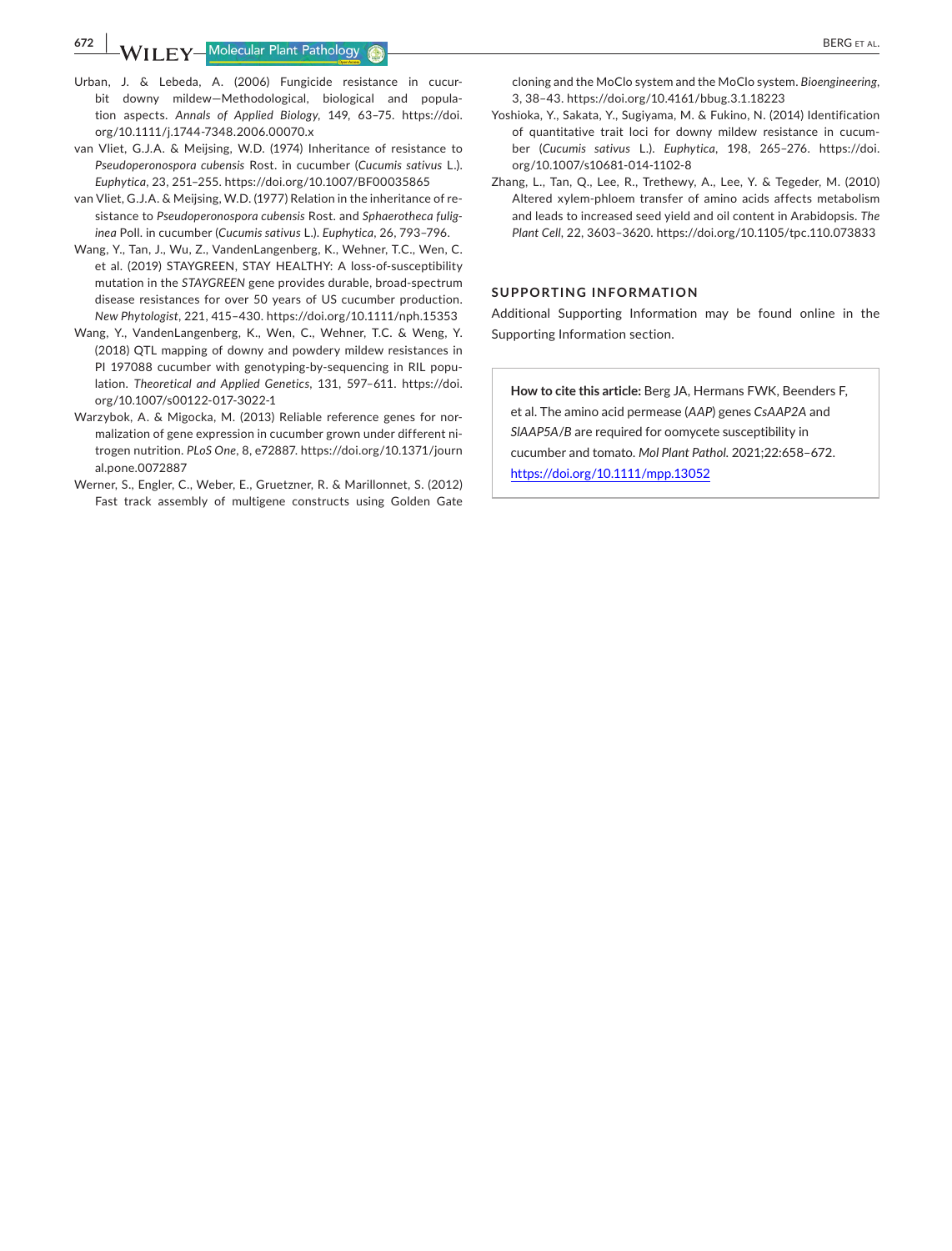Urban, J. & Lebeda, A. (2006) Fungicide resistance in cucurbit downy mildew—Methodological, biological and population aspects. *Annals of Applied Biology*, 149, 63–75. https://doi.org/10.1111/j.1744-7348.2006.00070.x

van Vliet, G.J.A. & Meijsing, W.D. (1974) Inheritance of resistance to *Pseudoperonospora cubensis* Rost. in cucumber (*Cucumis sativus* L.). *Euphytica*, 23, 251–255. https://doi.org/10.1007/BF00035865

van Vliet, G.J.A. & Meijsing, W.D. (1977) Relation in the inheritance of resistance to *Pseudoperonospora cubensis* Rost. and *Sphaerotheca fuliginea* Poll. in cucumber (*Cucumis sativus* L.). *Euphytica*, 26, 793–796.

Wang, Y., Tan, J., Wu, Z., VandenLangenberg, K., Wehner, T.C., Wen, C. et al. (2019) STAYGREEN, STAY HEALTHY: A loss-of-susceptibility mutation in the *STAYGREEN* gene provides durable, broad-spectrum disease resistances for over 50 years of US cucumber production. *New Phytologist*, 221, 415–430. https://doi.org/10.1111/nph.15353

Wang, Y., VandenLangenberg, K., Wen, C., Wehner, T.C. & Weng, Y. (2018) QTL mapping of downy and powdery mildew resistances in PI 197088 cucumber with genotyping-by-sequencing in RIL population. *Theoretical and Applied Genetics*, 131, 597–611. https://doi.org/10.1007/s00122-017-3022-1

Warzybok, A. & Migocka, M. (2013) Reliable reference genes for normalization of gene expression in cucumber grown under different nitrogen nutrition. *PLoS One*, 8, e72887. https://doi.org/10.1371/journal.pone.0072887

Werner, S., Engler, C., Weber, E., Gruetzner, R. & Marillonnet, S. (2012) Fast track assembly of multigene constructs using Golden Gate cloning and the MoClo system and the MoClo system. *Bioengineering*, 3, 38–43. https://doi.org/10.4161/bbug.3.1.18223

Yoshioka, Y., Sakata, Y., Sugiyama, M. & Fukino, N. (2014) Identification of quantitative trait loci for downy mildew resistance in cucumber (*Cucumis sativus* L.). *Euphytica*, 198, 265–276. https://doi.org/10.1007/s10681-014-1102-8

Zhang, L., Tan, Q., Lee, R., Trethewy, A., Lee, Y. & Tegeder, M. (2010) Altered xylem-phloem transfer of amino acids affects metabolism and leads to increased seed yield and oil content in Arabidopsis. *The Plant Cell*, 22, 3603–3620. https://doi.org/10.1105/tpc.110.073833

## SUPPORTING INFORMATION

Additional Supporting Information may be found online in the Supporting Information section.

**How to cite this article:** Berg JA, Hermans FWK, Beenders F, et al. The amino acid permease (*AAP*) genes *CsAAP2A* and *SlAAP5A/B* are required for oomycete susceptibility in cucumber and tomato. *Mol Plant Pathol*. 2021;22:658–672. https://doi.org/10.1111/mpp.13052